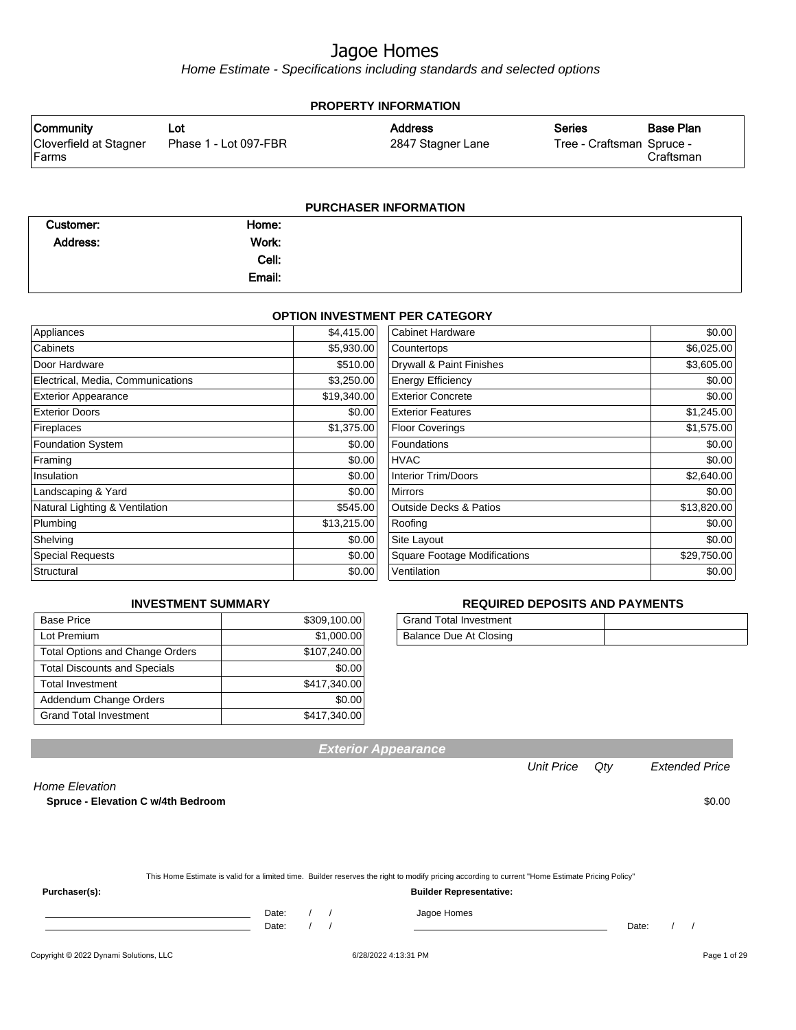# Jagoe Homes

*Home Estimate - Specifications including standards and selected options*

## PROPERTY INFORMATION

| Community | Lot | Address | Series | Base Plan |
|---|---|---|---|---|
| Cloverfield at Stagner Farms | Phase 1 - Lot 097-FBR | 2847 Stagner Lane | Tree - Craftsman | Spruce - Craftsman |

## PURCHASER INFORMATION

| | | | |
|---|---|---|---|
| Customer: | | Home: | |
| Address: | | Work: | |
| | | Cell: | |
| | | Email: | |

## OPTION INVESTMENT PER CATEGORY

| Category | Amount | Category | Amount |
|---|---|---|---|
| Appliances | $4,415.00 | Cabinet Hardware | $0.00 |
| Cabinets | $5,930.00 | Countertops | $6,025.00 |
| Door Hardware | $510.00 | Drywall & Paint Finishes | $3,605.00 |
| Electrical, Media, Communications | $3,250.00 | Energy Efficiency | $0.00 |
| Exterior Appearance | $19,340.00 | Exterior Concrete | $0.00 |
| Exterior Doors | $0.00 | Exterior Features | $1,245.00 |
| Fireplaces | $1,375.00 | Floor Coverings | $1,575.00 |
| Foundation System | $0.00 | Foundations | $0.00 |
| Framing | $0.00 | HVAC | $0.00 |
| Insulation | $0.00 | Interior Trim/Doors | $2,640.00 |
| Landscaping & Yard | $0.00 | Mirrors | $0.00 |
| Natural Lighting & Ventilation | $545.00 | Outside Decks & Patios | $13,820.00 |
| Plumbing | $13,215.00 | Roofing | $0.00 |
| Shelving | $0.00 | Site Layout | $0.00 |
| Special Requests | $0.00 | Square Footage Modifications | $29,750.00 |
| Structural | $0.00 | Ventilation | $0.00 |

## INVESTMENT SUMMARY

| | |
|---|---|
| Base Price | $309,100.00 |
| Lot Premium | $1,000.00 |
| Total Options and Change Orders | $107,240.00 |
| Total Discounts and Specials | $0.00 |
| Total Investment | $417,340.00 |
| Addendum Change Orders | $0.00 |
| Grand Total Investment | $417,340.00 |

## REQUIRED DEPOSITS AND PAYMENTS

| | |
|---|---|
| Grand Total Investment | |
| Balance Due At Closing | |

## Exterior Appearance

| | Unit Price | Qty | Extended Price |
|---|---|---|---|
| *Home Elevation* | | | |
| **Spruce - Elevation C w/4th Bedroom** | | | $0.00 |

This Home Estimate is valid for a limited time. Builder reserves the right to modify pricing according to current "Home Estimate Pricing Policy"

**Purchaser(s):** Date: / / Date: / /

**Builder Representative:** Jagoe Homes Date: / /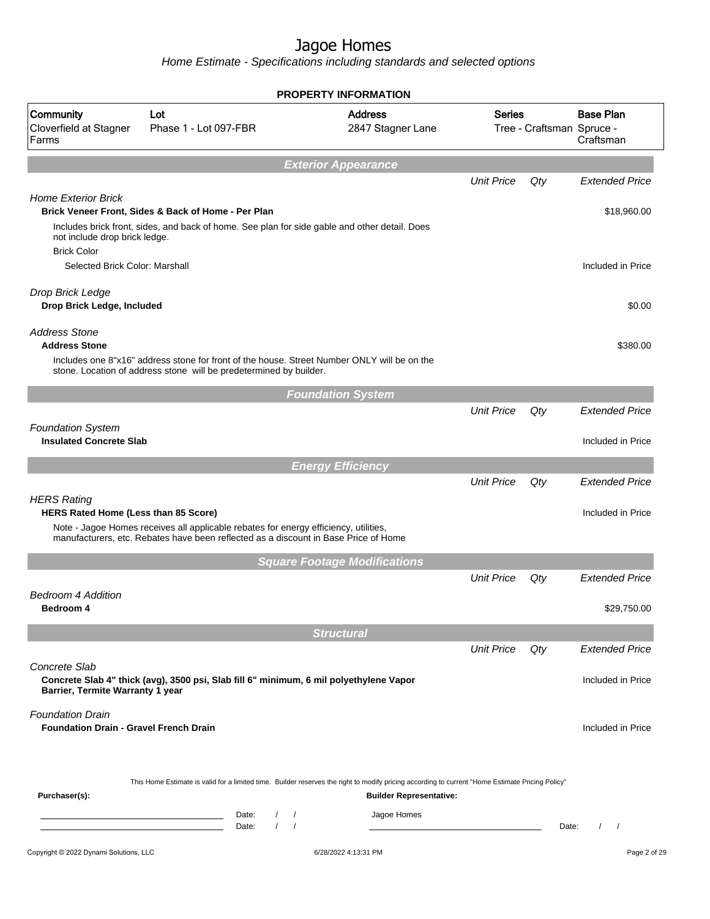# Jagoe Homes

*Home Estimate - Specifications including standards and selected options*

## PROPERTY INFORMATION

| Community | Lot | Address | Series | Base Plan |
|---|---|---|---|---|
| Cloverfield at Stagner Farms | Phase 1 - Lot 097-FBR | 2847 Stagner Lane | Tree - Craftsman | Spruce - Craftsman |

## Exterior Appearance

| | Unit Price | Qty | Extended Price |
|---|---|---|---|
| *Home Exterior Brick* | | | |
| **Brick Veneer Front, Sides & Back of Home - Per Plan** | | | $18,960.00 |
| Includes brick front, sides, and back of home. See plan for side gable and other detail. Does not include drop brick ledge. | | | |
| Brick Color | | | |
| Selected Brick Color: Marshall | | | Included in Price |
| *Drop Brick Ledge* | | | |
| **Drop Brick Ledge, Included** | | | $0.00 |
| *Address Stone* | | | |
| **Address Stone** | | | $380.00 |
| Includes one 8"x16" address stone for front of the house. Street Number ONLY will be on the stone. Location of address stone will be predetermined by builder. | | | |

## Foundation System

| | Unit Price | Qty | Extended Price |
|---|---|---|---|
| *Foundation System* | | | |
| **Insulated Concrete Slab** | | | Included in Price |

## Energy Efficiency

| | Unit Price | Qty | Extended Price |
|---|---|---|---|
| *HERS Rating* | | | |
| **HERS Rated Home (Less than 85 Score)** | | | Included in Price |
| Note - Jagoe Homes receives all applicable rebates for energy efficiency, utilities, manufacturers, etc. Rebates have been reflected as a discount in Base Price of Home | | | |

## Square Footage Modifications

| | Unit Price | Qty | Extended Price |
|---|---|---|---|
| *Bedroom 4 Addition* | | | |
| **Bedroom 4** | | | $29,750.00 |

## Structural

| | Unit Price | Qty | Extended Price |
|---|---|---|---|
| *Concrete Slab* | | | |
| **Concrete Slab 4" thick (avg), 3500 psi, Slab fill 6" minimum, 6 mil polyethylene Vapor Barrier, Termite Warranty 1 year** | | | Included in Price |
| *Foundation Drain* | | | |
| **Foundation Drain - Gravel French Drain** | | | Included in Price |

This Home Estimate is valid for a limited time. Builder reserves the right to modify pricing according to current "Home Estimate Pricing Policy"

**Purchaser(s):**

Date: / /

Date: / /

**Builder Representative:**

Jagoe Homes

Date: / /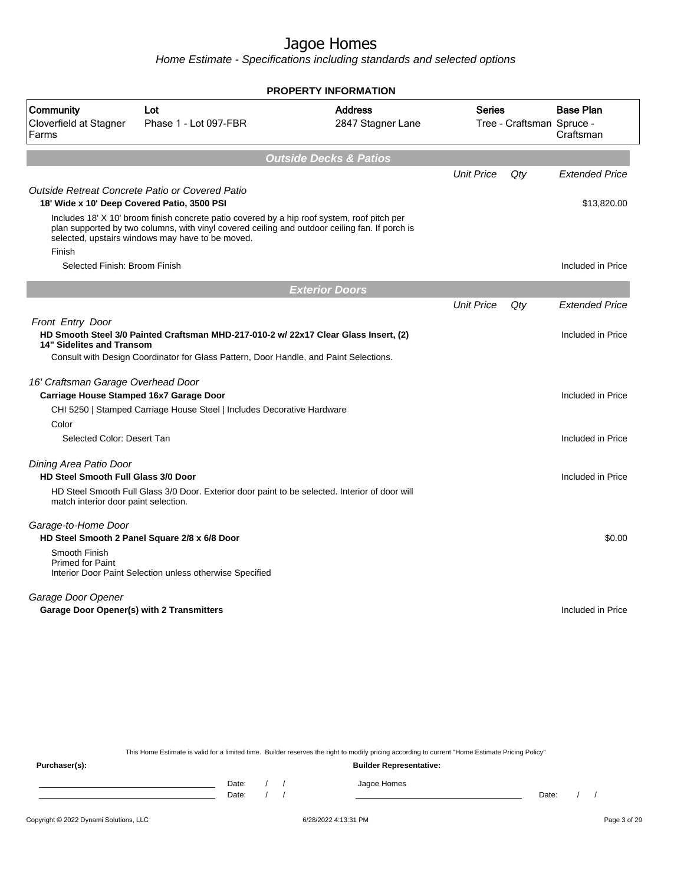# Jagoe Homes

*Home Estimate - Specifications including standards and selected options*

**PROPERTY INFORMATION**

| Community | Lot | Address | Series | Base Plan |
|---|---|---|---|---|
| Cloverfield at Stagner Farms | Phase 1 - Lot 097-FBR | 2847 Stagner Lane | Tree - Craftsman | Spruce - Craftsman |

## Outside Decks & Patios

| | Unit Price | Qty | Extended Price |
|---|---|---|---|
| *Outside Retreat Concrete Patio or Covered Patio* | | | |
| **18' Wide x 10' Deep Covered Patio, 3500 PSI** | | | $13,820.00 |
| Includes 18' X 10' broom finish concrete patio covered by a hip roof system, roof pitch per plan supported by two columns, with vinyl covered ceiling and outdoor ceiling fan. If porch is selected, upstairs windows may have to be moved. | | | |
| Finish | | | |
| Selected Finish: Broom Finish | | | Included in Price |

## Exterior Doors

| | Unit Price | Qty | Extended Price |
|---|---|---|---|
| *Front Entry Door* | | | |
| **HD Smooth Steel 3/0 Painted Craftsman MHD-217-010-2 w/ 22x17 Clear Glass Insert, (2) 14" Sidelites and Transom** | | | Included in Price |
| Consult with Design Coordinator for Glass Pattern, Door Handle, and Paint Selections. | | | |
| *16' Craftsman Garage Overhead Door* | | | |
| **Carriage House Stamped 16x7 Garage Door** | | | Included in Price |
| CHI 5250 \| Stamped Carriage House Steel \| Includes Decorative Hardware | | | |
| Color | | | |
| Selected Color: Desert Tan | | | Included in Price |
| *Dining Area Patio Door* | | | |
| **HD Steel Smooth Full Glass 3/0 Door** | | | Included in Price |
| HD Steel Smooth Full Glass 3/0 Door. Exterior door paint to be selected. Interior of door will match interior door paint selection. | | | |
| *Garage-to-Home Door* | | | |
| **HD Steel Smooth 2 Panel Square 2/8 x 6/8 Door** | | | $0.00 |
| Smooth Finish<br>Primed for Paint<br>Interior Door Paint Selection unless otherwise Specified | | | |
| *Garage Door Opener* | | | |
| **Garage Door Opener(s) with 2 Transmitters** | | | Included in Price |

This Home Estimate is valid for a limited time. Builder reserves the right to modify pricing according to current "Home Estimate Pricing Policy"

**Purchaser(s):** \_\_\_\_\_\_\_\_\_\_ Date: / / 
\_\_\_\_\_\_\_\_\_\_ Date: / /

**Builder Representative:** Jagoe Homes \_\_\_\_\_\_\_\_\_\_ Date: / /

Copyright © 2022 Dynami Solutions, LLC — 6/28/2022 4:13:31 PM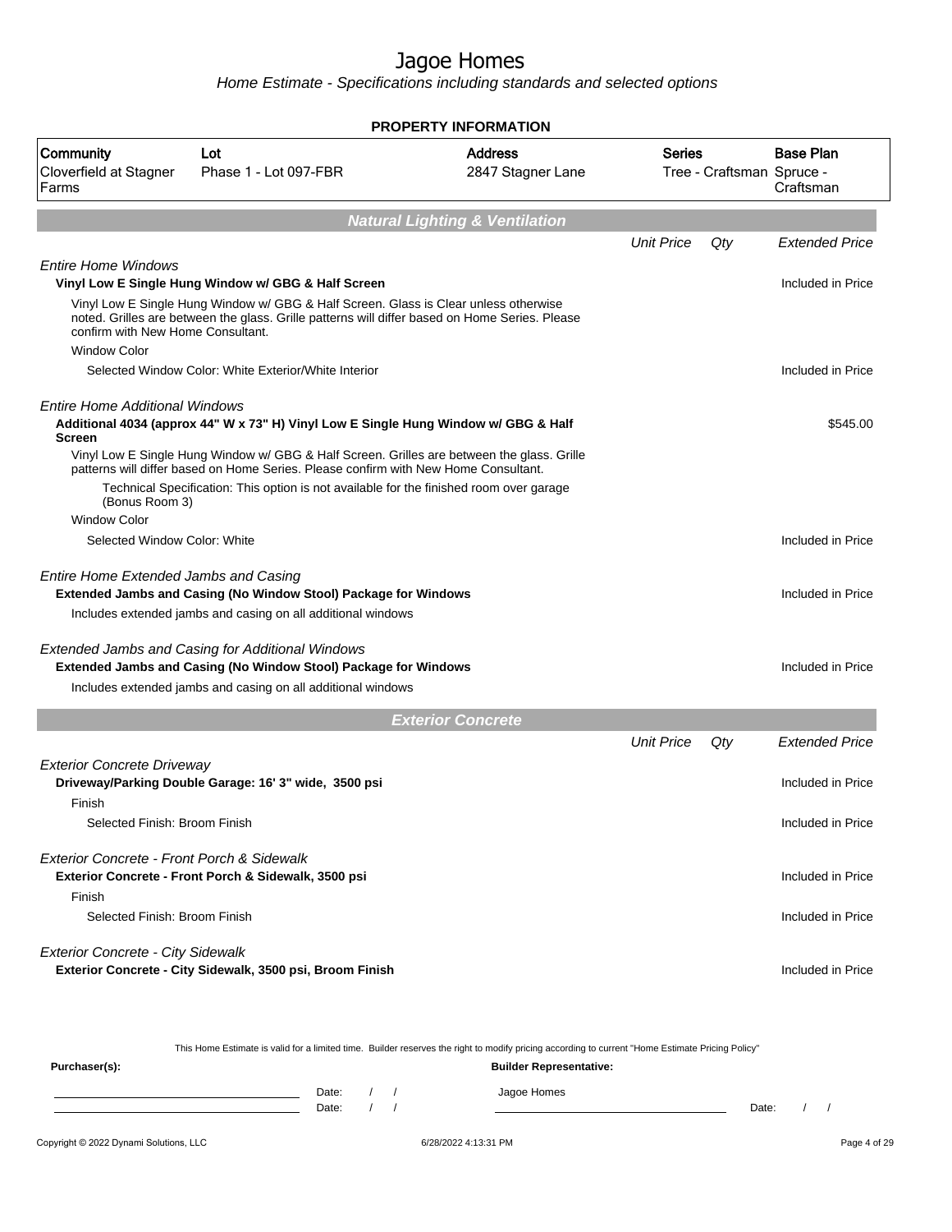# Jagoe Homes

*Home Estimate - Specifications including standards and selected options*

**PROPERTY INFORMATION**

| Community | Lot | Address | Series | Base Plan |
|---|---|---|---|---|
| Cloverfield at Stagner Farms | Phase 1 - Lot 097-FBR | 2847 Stagner Lane | Tree - Craftsman | Spruce - Craftsman |

## Natural Lighting & Ventilation

| | Unit Price | Qty | Extended Price |
|---|---|---|---|
| *Entire Home Windows* | | | |
| **Vinyl Low E Single Hung Window w/ GBG & Half Screen** | | | Included in Price |
| Vinyl Low E Single Hung Window w/ GBG & Half Screen. Glass is Clear unless otherwise noted. Grilles are between the glass. Grille patterns will differ based on Home Series. Please confirm with New Home Consultant. | | | |
| Window Color | | | |
| Selected Window Color: White Exterior/White Interior | | | Included in Price |
| *Entire Home Additional Windows* | | | |
| **Additional 4034 (approx 44" W x 73" H) Vinyl Low E Single Hung Window w/ GBG & Half Screen** | | | $545.00 |
| Vinyl Low E Single Hung Window w/ GBG & Half Screen. Grilles are between the glass. Grille patterns will differ based on Home Series. Please confirm with New Home Consultant. | | | |
| Technical Specification: This option is not available for the finished room over garage (Bonus Room 3) | | | |
| Window Color | | | |
| Selected Window Color: White | | | Included in Price |
| *Entire Home Extended Jambs and Casing* | | | |
| **Extended Jambs and Casing (No Window Stool) Package for Windows** | | | Included in Price |
| Includes extended jambs and casing on all additional windows | | | |
| *Extended Jambs and Casing for Additional Windows* | | | |
| **Extended Jambs and Casing (No Window Stool) Package for Windows** | | | Included in Price |
| Includes extended jambs and casing on all additional windows | | | |

## Exterior Concrete

| | Unit Price | Qty | Extended Price |
|---|---|---|---|
| *Exterior Concrete Driveway* | | | |
| **Driveway/Parking Double Garage: 16' 3" wide, 3500 psi** | | | Included in Price |
| Finish | | | |
| Selected Finish: Broom Finish | | | Included in Price |
| *Exterior Concrete - Front Porch & Sidewalk* | | | |
| **Exterior Concrete - Front Porch & Sidewalk, 3500 psi** | | | Included in Price |
| Finish | | | |
| Selected Finish: Broom Finish | | | Included in Price |
| *Exterior Concrete - City Sidewalk* | | | |
| **Exterior Concrete - City Sidewalk, 3500 psi, Broom Finish** | | | Included in Price |

This Home Estimate is valid for a limited time. Builder reserves the right to modify pricing according to current "Home Estimate Pricing Policy"

**Purchaser(s):** Date: / / Date: / /

**Builder Representative:** Jagoe Homes Date: / /

Copyright © 2022 Dynami Solutions, LLC 6/28/2022 4:13:31 PM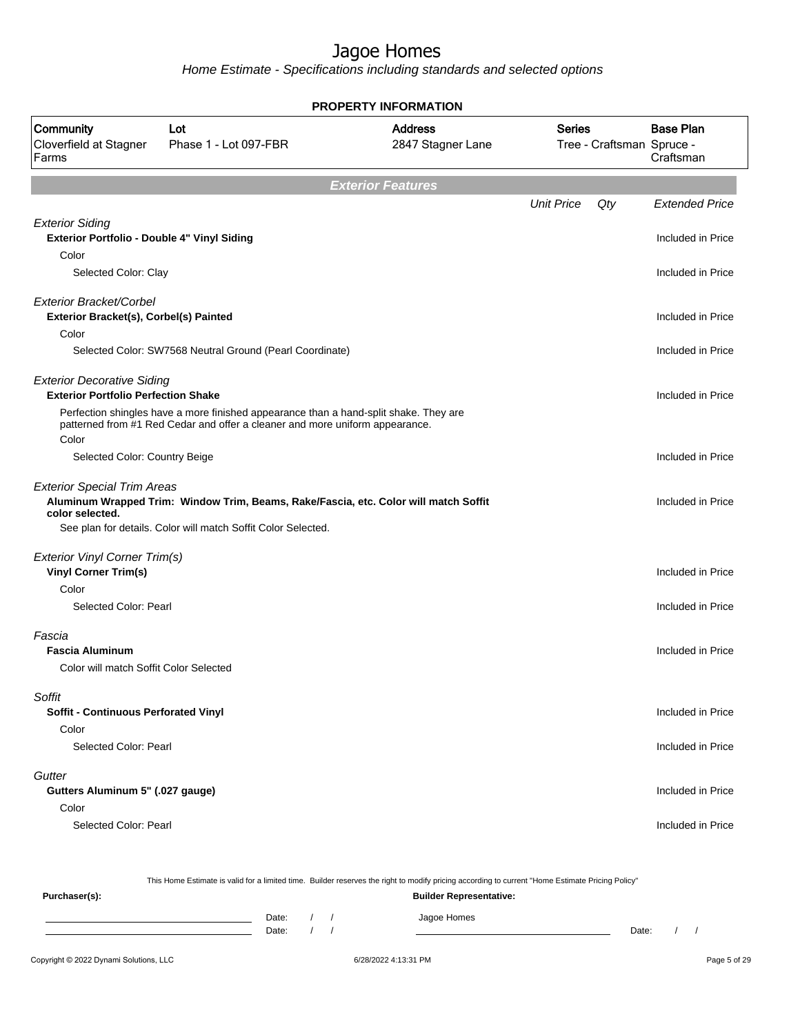# Jagoe Homes

Home Estimate - Specifications including standards and selected options

## PROPERTY INFORMATION

| Community | Lot | Address | Series | Base Plan |
|---|---|---|---|---|
| Cloverfield at Stagner Farms | Phase 1 - Lot 097-FBR | 2847 Stagner Lane | Tree - Craftsman | Spruce - Craftsman |

## Exterior Features

| | Unit Price | Qty | Extended Price |
|---|---|---|---|
| *Exterior Siding* | | | |
| **Exterior Portfolio - Double 4" Vinyl Siding** | | | Included in Price |
| Color | | | |
| Selected Color: Clay | | | Included in Price |
| *Exterior Bracket/Corbel* | | | |
| **Exterior Bracket(s), Corbel(s) Painted** | | | Included in Price |
| Color | | | |
| Selected Color: SW7568 Neutral Ground (Pearl Coordinate) | | | Included in Price |
| *Exterior Decorative Siding* | | | |
| **Exterior Portfolio Perfection Shake** | | | Included in Price |
| Perfection shingles have a more finished appearance than a hand-split shake. They are patterned from #1 Red Cedar and offer a cleaner and more uniform appearance. | | | |
| Color | | | |
| Selected Color: Country Beige | | | Included in Price |
| *Exterior Special Trim Areas* | | | |
| **Aluminum Wrapped Trim: Window Trim, Beams, Rake/Fascia, etc. Color will match Soffit color selected.** | | | Included in Price |
| See plan for details. Color will match Soffit Color Selected. | | | |
| *Exterior Vinyl Corner Trim(s)* | | | |
| **Vinyl Corner Trim(s)** | | | Included in Price |
| Color | | | |
| Selected Color: Pearl | | | Included in Price |
| *Fascia* | | | |
| **Fascia Aluminum** | | | Included in Price |
| Color will match Soffit Color Selected | | | |
| *Soffit* | | | |
| **Soffit - Continuous Perforated Vinyl** | | | Included in Price |
| Color | | | |
| Selected Color: Pearl | | | Included in Price |
| *Gutter* | | | |
| **Gutters Aluminum 5" (.027 gauge)** | | | Included in Price |
| Color | | | |
| Selected Color: Pearl | | | Included in Price |

This Home Estimate is valid for a limited time. Builder reserves the right to modify pricing according to current "Home Estimate Pricing Policy"

**Purchaser(s):** **Builder Representative:**

Date: / / Jagoe Homes

Date: / / Date: / /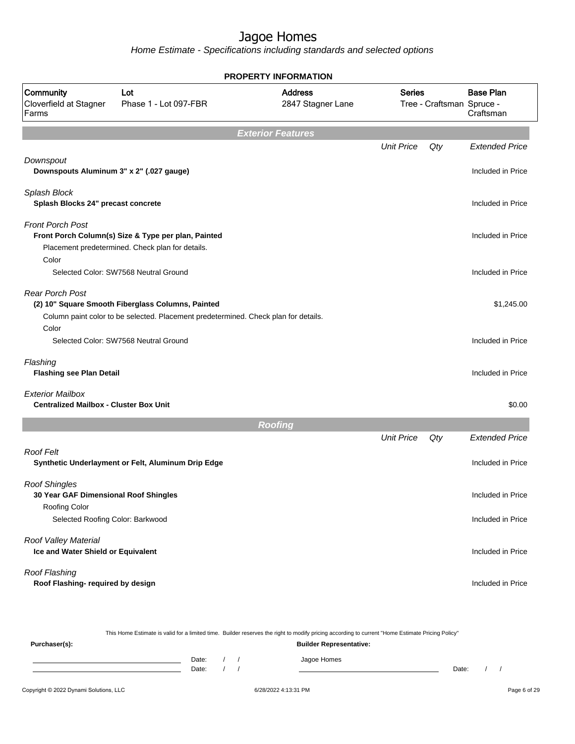# Jagoe Homes

*Home Estimate - Specifications including standards and selected options*

**PROPERTY INFORMATION**

| Community | Lot | Address | Series | Base Plan |
|---|---|---|---|---|
| Cloverfield at Stagner Farms | Phase 1 - Lot 097-FBR | 2847 Stagner Lane | Tree - Craftsman | Spruce - Craftsman |

## Exterior Features

| | Unit Price | Qty | Extended Price |
|---|---|---|---|
| *Downspout* | | | |
| **Downspouts Aluminum 3" x 2" (.027 gauge)** | | | Included in Price |
| *Splash Block* | | | |
| **Splash Blocks 24" precast concrete** | | | Included in Price |
| *Front Porch Post* | | | |
| **Front Porch Column(s) Size & Type per plan, Painted** | | | Included in Price |
| Placement predetermined. Check plan for details. | | | |
| Color | | | |
| Selected Color: SW7568 Neutral Ground | | | Included in Price |
| *Rear Porch Post* | | | |
| **(2) 10" Square Smooth Fiberglass Columns, Painted** | | | $1,245.00 |
| Column paint color to be selected. Placement predetermined. Check plan for details. | | | |
| Color | | | |
| Selected Color: SW7568 Neutral Ground | | | Included in Price |
| *Flashing* | | | |
| **Flashing see Plan Detail** | | | Included in Price |
| *Exterior Mailbox* | | | |
| **Centralized Mailbox - Cluster Box Unit** | | | $0.00 |

## Roofing

| | Unit Price | Qty | Extended Price |
|---|---|---|---|
| *Roof Felt* | | | |
| **Synthetic Underlayment or Felt, Aluminum Drip Edge** | | | Included in Price |
| *Roof Shingles* | | | |
| **30 Year GAF Dimensional Roof Shingles** | | | Included in Price |
| Roofing Color | | | |
| Selected Roofing Color: Barkwood | | | Included in Price |
| *Roof Valley Material* | | | |
| **Ice and Water Shield or Equivalent** | | | Included in Price |
| *Roof Flashing* | | | |
| **Roof Flashing- required by design** | | | Included in Price |

This Home Estimate is valid for a limited time. Builder reserves the right to modify pricing according to current "Home Estimate Pricing Policy"

**Purchaser(s):** Date: / / Date: / /

**Builder Representative:** Jagoe Homes Date: / /

Copyright © 2022 Dynami Solutions, LLC 6/28/2022 4:13:31 PM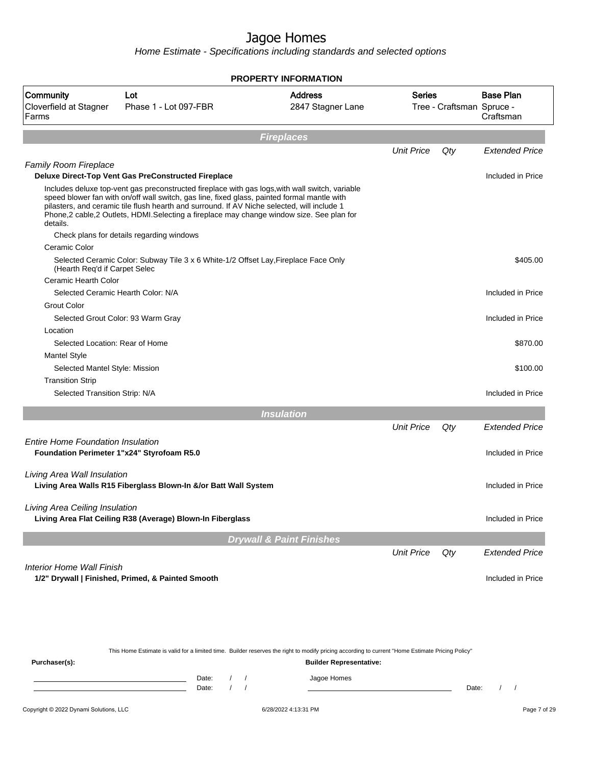# Jagoe Homes

*Home Estimate - Specifications including standards and selected options*

**PROPERTY INFORMATION**

| Community | Lot | Address | Series | Base Plan |
|---|---|---|---|---|
| Cloverfield at Stagner Farms | Phase 1 - Lot 097-FBR | 2847 Stagner Lane | Tree - Craftsman | Spruce - Craftsman |

## Fireplaces

| | Unit Price | Qty | Extended Price |
|---|---|---|---|
| *Family Room Fireplace* | | | |
| **Deluxe Direct-Top Vent Gas PreConstructed Fireplace** | | | Included in Price |
| Includes deluxe top-vent gas preconstructed fireplace with gas logs,with wall switch, variable speed blower fan with on/off wall switch, gas line, fixed glass, painted formal mantle with pilasters, and ceramic tile flush hearth and surround. If AV Niche selected, will include 1 Phone,2 cable,2 Outlets, HDMI.Selecting a fireplace may change window size. See plan for details. | | | |
| Check plans for details regarding windows | | | |
| Ceramic Color | | | |
| Selected Ceramic Color: Subway Tile 3 x 6 White-1/2 Offset Lay,Fireplace Face Only (Hearth Req'd if Carpet Selec | | | $405.00 |
| Ceramic Hearth Color | | | |
| Selected Ceramic Hearth Color: N/A | | | Included in Price |
| Grout Color | | | |
| Selected Grout Color: 93 Warm Gray | | | Included in Price |
| Location | | | |
| Selected Location: Rear of Home | | | $870.00 |
| Mantel Style | | | |
| Selected Mantel Style: Mission | | | $100.00 |
| Transition Strip | | | |
| Selected Transition Strip: N/A | | | Included in Price |

## Insulation

| | Unit Price | Qty | Extended Price |
|---|---|---|---|
| *Entire Home Foundation Insulation* | | | |
| **Foundation Perimeter 1"x24" Styrofoam R5.0** | | | Included in Price |
| *Living Area Wall Insulation* | | | |
| **Living Area Walls R15 Fiberglass Blown-In &/or Batt Wall System** | | | Included in Price |
| *Living Area Ceiling Insulation* | | | |
| **Living Area Flat Ceiling R38 (Average) Blown-In Fiberglass** | | | Included in Price |

## Drywall & Paint Finishes

| | Unit Price | Qty | Extended Price |
|---|---|---|---|
| *Interior Home Wall Finish* | | | |
| **1/2" Drywall \| Finished, Primed, & Painted Smooth** | | | Included in Price |

This Home Estimate is valid for a limited time. Builder reserves the right to modify pricing according to current "Home Estimate Pricing Policy"

**Purchaser(s):** **Builder Representative:**

Date: / /  Jagoe Homes

Date: / /  Date: / /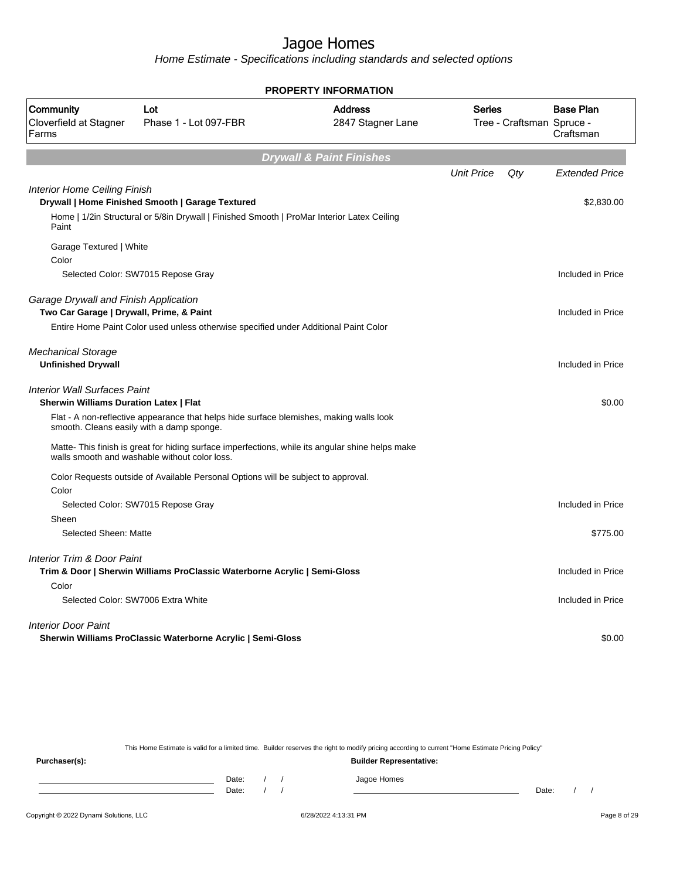# Jagoe Homes

*Home Estimate - Specifications including standards and selected options*

**PROPERTY INFORMATION**

| Community | Lot | Address | Series | Base Plan |
|---|---|---|---|---|
| Cloverfield at Stagner Farms | Phase 1 - Lot 097-FBR | 2847 Stagner Lane | Tree - Craftsman | Spruce - Craftsman |

## Drywall & Paint Finishes

| | Unit Price | Qty | Extended Price |
|---|---|---|---|
| *Interior Home Ceiling Finish* | | | |
| **Drywall \| Home Finished Smooth \| Garage Textured** | | | $2,830.00 |
| Home \| 1/2in Structural or 5/8in Drywall \| Finished Smooth \| ProMar Interior Latex Ceiling Paint | | | |
| Garage Textured \| White | | | |
| Color | | | |
| Selected Color: SW7015 Repose Gray | | | Included in Price |
| *Garage Drywall and Finish Application* | | | |
| **Two Car Garage \| Drywall, Prime, & Paint** | | | Included in Price |
| Entire Home Paint Color used unless otherwise specified under Additional Paint Color | | | |
| *Mechanical Storage* | | | |
| **Unfinished Drywall** | | | Included in Price |
| *Interior Wall Surfaces Paint* | | | |
| **Sherwin Williams Duration Latex \| Flat** | | | $0.00 |
| Flat - A non-reflective appearance that helps hide surface blemishes, making walls look smooth. Cleans easily with a damp sponge. | | | |
| Matte- This finish is great for hiding surface imperfections, while its angular shine helps make walls smooth and washable without color loss. | | | |
| Color Requests outside of Available Personal Options will be subject to approval. | | | |
| Color | | | |
| Selected Color: SW7015 Repose Gray | | | Included in Price |
| Sheen | | | |
| Selected Sheen: Matte | | | $775.00 |
| *Interior Trim & Door Paint* | | | |
| **Trim & Door \| Sherwin Williams ProClassic Waterborne Acrylic \| Semi-Gloss** | | | Included in Price |
| Color | | | |
| Selected Color: SW7006 Extra White | | | Included in Price |
| *Interior Door Paint* | | | |
| **Sherwin Williams ProClassic Waterborne Acrylic \| Semi-Gloss** | | | $0.00 |

This Home Estimate is valid for a limited time. Builder reserves the right to modify pricing according to current "Home Estimate Pricing Policy"

**Purchaser(s):** **Builder Representative:**

Date: / / Jagoe Homes

Date: / / Date: / /

Copyright © 2022 Dynami Solutions, LLC 6/28/2022 4:13:31 PM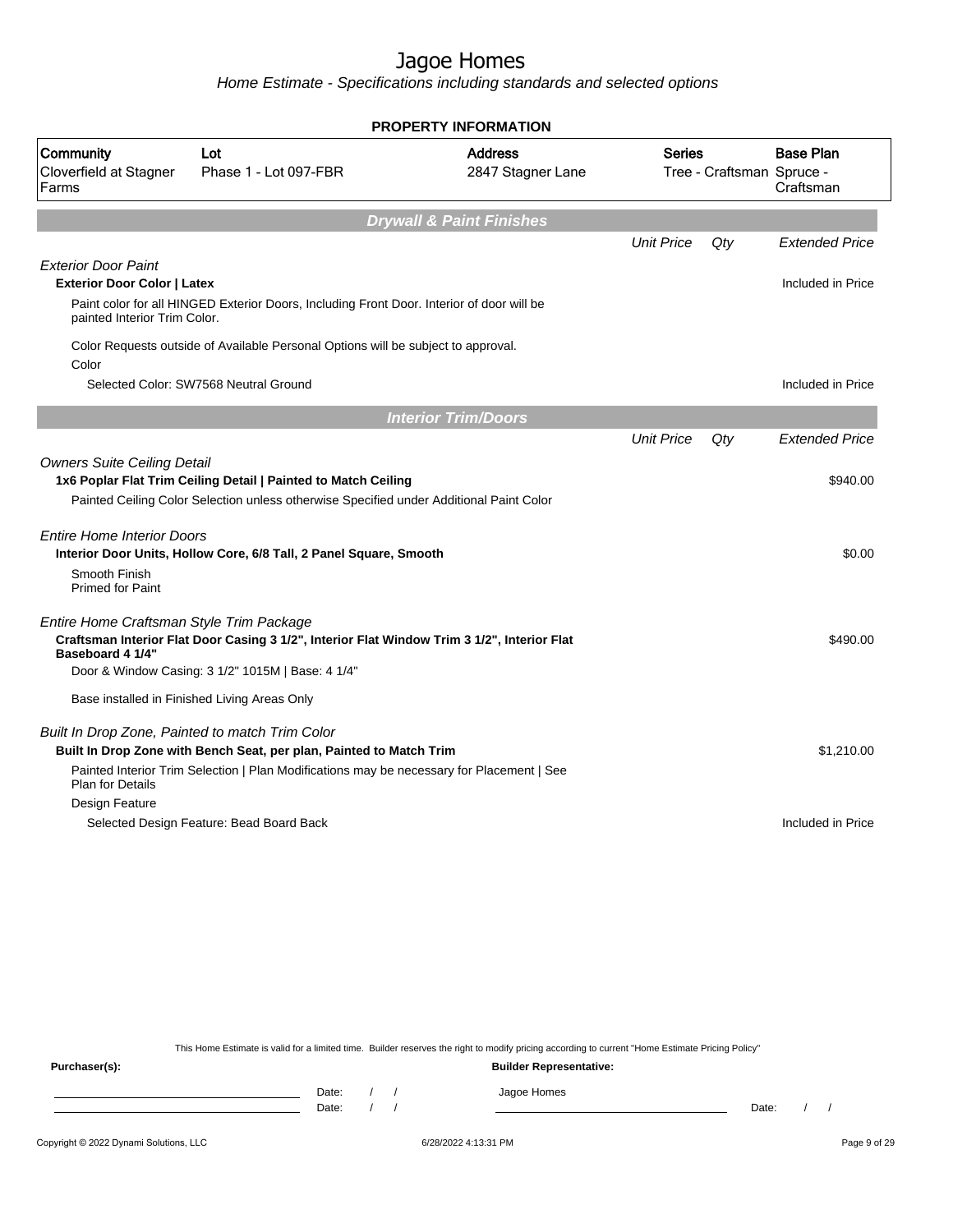# Jagoe Homes

*Home Estimate - Specifications including standards and selected options*

## PROPERTY INFORMATION

| Community | Lot | Address | Series | Base Plan |
|---|---|---|---|---|
| Cloverfield at Stagner Farms | Phase 1 - Lot 097-FBR | 2847 Stagner Lane | Tree - Craftsman | Spruce - Craftsman |

## Drywall & Paint Finishes

| | Unit Price | Qty | Extended Price |
|---|---|---|---|
| *Exterior Door Paint* | | | |
| **Exterior Door Color \| Latex** | | | Included in Price |
| Paint color for all HINGED Exterior Doors, Including Front Door. Interior of door will be painted Interior Trim Color. | | | |
| Color Requests outside of Available Personal Options will be subject to approval. | | | |
| Color | | | |
| Selected Color: SW7568 Neutral Ground | | | Included in Price |

## Interior Trim/Doors

| | Unit Price | Qty | Extended Price |
|---|---|---|---|
| *Owners Suite Ceiling Detail* | | | |
| **1x6 Poplar Flat Trim Ceiling Detail \| Painted to Match Ceiling** | | | $940.00 |
| Painted Ceiling Color Selection unless otherwise Specified under Additional Paint Color | | | |
| *Entire Home Interior Doors* | | | |
| **Interior Door Units, Hollow Core, 6/8 Tall, 2 Panel Square, Smooth** | | | $0.00 |
| Smooth Finish<br>Primed for Paint | | | |
| *Entire Home Craftsman Style Trim Package* | | | |
| **Craftsman Interior Flat Door Casing 3 1/2", Interior Flat Window Trim 3 1/2", Interior Flat Baseboard 4 1/4"** | | | $490.00 |
| Door & Window Casing: 3 1/2" 1015M \| Base: 4 1/4" | | | |
| Base installed in Finished Living Areas Only | | | |
| *Built In Drop Zone, Painted to match Trim Color* | | | |
| **Built In Drop Zone with Bench Seat, per plan, Painted to Match Trim** | | | $1,210.00 |
| Painted Interior Trim Selection \| Plan Modifications may be necessary for Placement \| See Plan for Details | | | |
| Design Feature | | | |
| Selected Design Feature: Bead Board Back | | | Included in Price |

This Home Estimate is valid for a limited time. Builder reserves the right to modify pricing according to current "Home Estimate Pricing Policy"

**Purchaser(s):**

______________________ Date: / /

______________________ Date: / /

**Builder Representative:**

Jagoe Homes

______________________ Date: / /

Copyright © 2022 Dynami Solutions, LLC — 6/28/2022 4:13:31 PM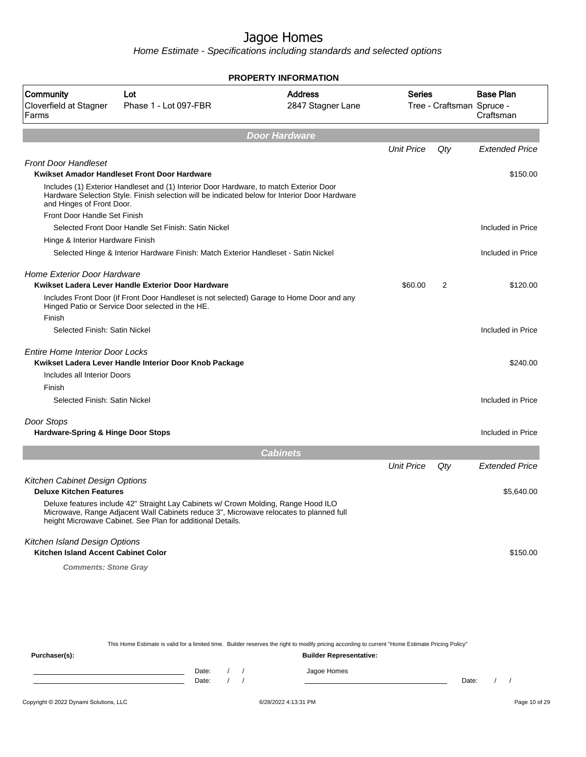# Jagoe Homes

Home Estimate - Specifications including standards and selected options

**PROPERTY INFORMATION**

| Community | Lot | Address | Series | Base Plan |
|---|---|---|---|---|
| Cloverfield at Stagner Farms | Phase 1 - Lot 097-FBR | 2847 Stagner Lane | Tree - Craftsman | Spruce - Craftsman |

## Door Hardware

| | Unit Price | Qty | Extended Price |
|---|---|---|---|
| *Front Door Handleset* | | | |
| **Kwikset Amador Handleset Front Door Hardware** | | | $150.00 |
| Includes (1) Exterior Handleset and (1) Interior Door Hardware, to match Exterior Door Hardware Selection Style. Finish selection will be indicated below for Interior Door Hardware and Hinges of Front Door. | | | |
| Front Door Handle Set Finish | | | |
| Selected Front Door Handle Set Finish: Satin Nickel | | | Included in Price |
| Hinge & Interior Hardware Finish | | | |
| Selected Hinge & Interior Hardware Finish: Match Exterior Handleset - Satin Nickel | | | Included in Price |
| *Home Exterior Door Hardware* | | | |
| **Kwikset Ladera Lever Handle Exterior Door Hardware** | $60.00 | 2 | $120.00 |
| Includes Front Door (if Front Door Handleset is not selected) Garage to Home Door and any Hinged Patio or Service Door selected in the HE. | | | |
| Finish | | | |
| Selected Finish: Satin Nickel | | | Included in Price |
| *Entire Home Interior Door Locks* | | | |
| **Kwikset Ladera Lever Handle Interior Door Knob Package** | | | $240.00 |
| Includes all Interior Doors | | | |
| Finish | | | |
| Selected Finish: Satin Nickel | | | Included in Price |
| *Door Stops* | | | |
| **Hardware-Spring & Hinge Door Stops** | | | Included in Price |

## Cabinets

| | Unit Price | Qty | Extended Price |
|---|---|---|---|
| *Kitchen Cabinet Design Options* | | | |
| **Deluxe Kitchen Features** | | | $5,640.00 |
| Deluxe features include 42" Straight Lay Cabinets w/ Crown Molding, Range Hood ILO Microwave, Range Adjacent Wall Cabinets reduce 3", Microwave relocates to planned full height Microwave Cabinet. See Plan for additional Details. | | | |
| *Kitchen Island Design Options* | | | |
| **Kitchen Island Accent Cabinet Color** | | | $150.00 |
| ***Comments: Stone Gray*** | | | |

This Home Estimate is valid for a limited time. Builder reserves the right to modify pricing according to current "Home Estimate Pricing Policy"

**Purchaser(s):** Date: / / Date: / /

**Builder Representative:** Jagoe Homes Date: / /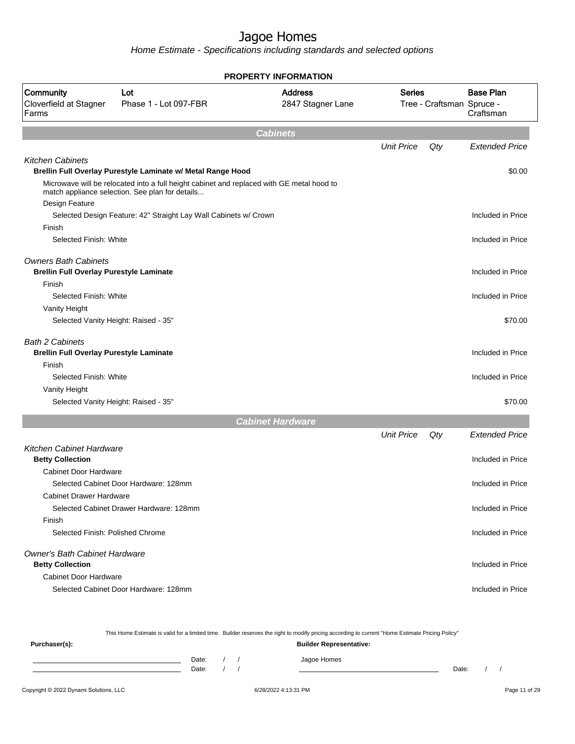# Jagoe Homes

Home Estimate - Specifications including standards and selected options

**PROPERTY INFORMATION**

| Community | Lot | Address | Series | Base Plan |
|---|---|---|---|---|
| Cloverfield at Stagner Farms | Phase 1 - Lot 097-FBR | 2847 Stagner Lane | Tree - Craftsman | Spruce - Craftsman |

## Cabinets

| | Unit Price | Qty | Extended Price |
|---|---|---|---|
| *Kitchen Cabinets* | | | |
| **Brellin Full Overlay Purestyle Laminate w/ Metal Range Hood** | | | $0.00 |
| Microwave will be relocated into a full height cabinet and replaced with GE metal hood to match appliance selection. See plan for details... | | | |
| Design Feature | | | |
| Selected Design Feature: 42" Straight Lay Wall Cabinets w/ Crown | | | Included in Price |
| Finish | | | |
| Selected Finish: White | | | Included in Price |
| *Owners Bath Cabinets* | | | |
| **Brellin Full Overlay Purestyle Laminate** | | | Included in Price |
| Finish | | | |
| Selected Finish: White | | | Included in Price |
| Vanity Height | | | |
| Selected Vanity Height: Raised - 35" | | | $70.00 |
| *Bath 2 Cabinets* | | | |
| **Brellin Full Overlay Purestyle Laminate** | | | Included in Price |
| Finish | | | |
| Selected Finish: White | | | Included in Price |
| Vanity Height | | | |
| Selected Vanity Height: Raised - 35" | | | $70.00 |

## Cabinet Hardware

| | Unit Price | Qty | Extended Price |
|---|---|---|---|
| *Kitchen Cabinet Hardware* | | | |
| **Betty Collection** | | | Included in Price |
| Cabinet Door Hardware | | | |
| Selected Cabinet Door Hardware: 128mm | | | Included in Price |
| Cabinet Drawer Hardware | | | |
| Selected Cabinet Drawer Hardware: 128mm | | | Included in Price |
| Finish | | | |
| Selected Finish: Polished Chrome | | | Included in Price |
| *Owner's Bath Cabinet Hardware* | | | |
| **Betty Collection** | | | Included in Price |
| Cabinet Door Hardware | | | |
| Selected Cabinet Door Hardware: 128mm | | | Included in Price |

This Home Estimate is valid for a limited time. Builder reserves the right to modify pricing according to current "Home Estimate Pricing Policy"

**Purchaser(s):**

Date: / /

Date: / /

**Builder Representative:**

Jagoe Homes

Date: / /

Copyright © 2022 Dynami Solutions, LLC — 6/28/2022 4:13:31 PM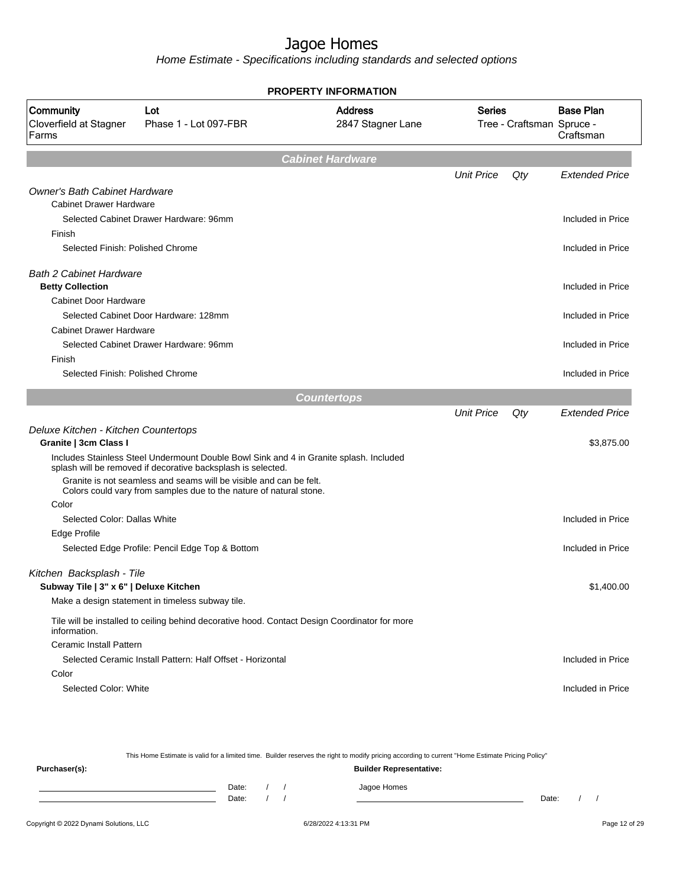# Jagoe Homes

Home Estimate - Specifications including standards and selected options

**PROPERTY INFORMATION**

| Community | Lot | Address | Series | Base Plan |
|---|---|---|---|---|
| Cloverfield at Stagner Farms | Phase 1 - Lot 097-FBR | 2847 Stagner Lane | Tree - Craftsman | Spruce - Craftsman |

## Cabinet Hardware

| | Unit Price | Qty | Extended Price |
|---|---|---|---|
| *Owner's Bath Cabinet Hardware* | | | |
| Cabinet Drawer Hardware | | | |
| Selected Cabinet Drawer Hardware: 96mm | | | Included in Price |
| Finish | | | |
| Selected Finish: Polished Chrome | | | Included in Price |
| *Bath 2 Cabinet Hardware* | | | |
| **Betty Collection** | | | Included in Price |
| Cabinet Door Hardware | | | |
| Selected Cabinet Door Hardware: 128mm | | | Included in Price |
| Cabinet Drawer Hardware | | | |
| Selected Cabinet Drawer Hardware: 96mm | | | Included in Price |
| Finish | | | |
| Selected Finish: Polished Chrome | | | Included in Price |

## Countertops

| | Unit Price | Qty | Extended Price |
|---|---|---|---|
| *Deluxe Kitchen - Kitchen Countertops* | | | |
| **Granite \| 3cm Class I** | | | $3,875.00 |
| Includes Stainless Steel Undermount Double Bowl Sink and 4 in Granite splash. Included splash will be removed if decorative backsplash is selected. Granite is not seamless and seams will be visible and can be felt. Colors could vary from samples due to the nature of natural stone. | | | |
| Color | | | |
| Selected Color: Dallas White | | | Included in Price |
| Edge Profile | | | |
| Selected Edge Profile: Pencil Edge Top & Bottom | | | Included in Price |
| *Kitchen Backsplash - Tile* | | | |
| **Subway Tile \| 3" x 6" \| Deluxe Kitchen** | | | $1,400.00 |
| Make a design statement in timeless subway tile. | | | |
| Tile will be installed to ceiling behind decorative hood. Contact Design Coordinator for more information. | | | |
| Ceramic Install Pattern | | | |
| Selected Ceramic Install Pattern: Half Offset - Horizontal | | | Included in Price |
| Color | | | |
| Selected Color: White | | | Included in Price |

This Home Estimate is valid for a limited time. Builder reserves the right to modify pricing according to current "Home Estimate Pricing Policy"

**Purchaser(s):**

Date: / /

Date: / /

**Builder Representative:**

Jagoe Homes

Date: / /

Copyright © 2022 Dynami Solutions, LLC — 6/28/2022 4:13:31 PM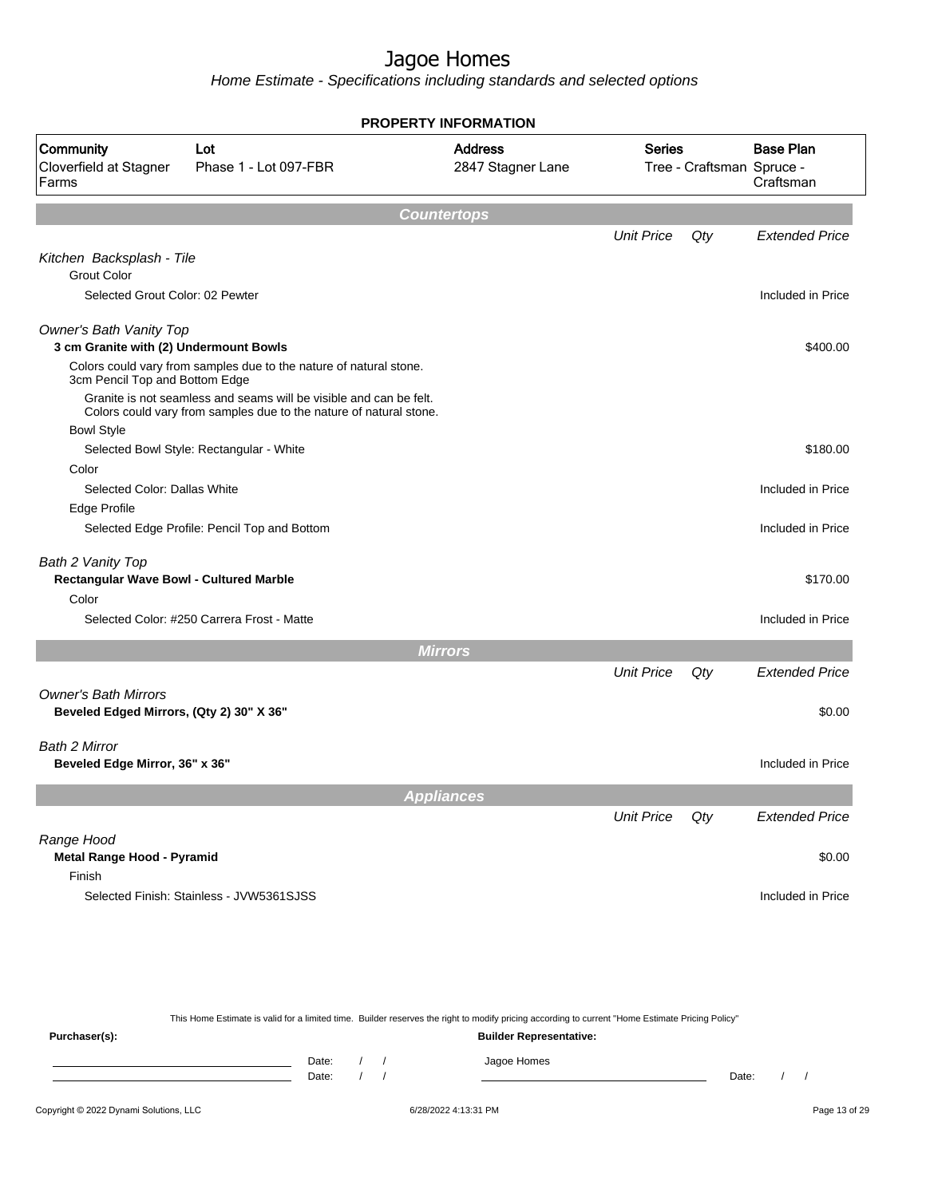# Jagoe Homes

*Home Estimate - Specifications including standards and selected options*

**PROPERTY INFORMATION**

| Community | Lot | Address | Series | Base Plan |
|---|---|---|---|---|
| Cloverfield at Stagner Farms | Phase 1 - Lot 097-FBR | 2847 Stagner Lane | Tree - Craftsman | Spruce - Craftsman |

## Countertops

| | Unit Price | Qty | Extended Price |
|---|---|---|---|
| *Kitchen Backsplash - Tile* | | | |
| Grout Color | | | |
| Selected Grout Color: 02 Pewter | | | Included in Price |
| *Owner's Bath Vanity Top* | | | |
| **3 cm Granite with (2) Undermount Bowls** | | | $400.00 |
| Colors could vary from samples due to the nature of natural stone. 3cm Pencil Top and Bottom Edge | | | |
| Granite is not seamless and seams will be visible and can be felt. Colors could vary from samples due to the nature of natural stone. | | | |
| Bowl Style | | | |
| Selected Bowl Style: Rectangular - White | | | $180.00 |
| Color | | | |
| Selected Color: Dallas White | | | Included in Price |
| Edge Profile | | | |
| Selected Edge Profile: Pencil Top and Bottom | | | Included in Price |
| *Bath 2 Vanity Top* | | | |
| **Rectangular Wave Bowl - Cultured Marble** | | | $170.00 |
| Color | | | |
| Selected Color: #250 Carrera Frost - Matte | | | Included in Price |

## Mirrors

| | Unit Price | Qty | Extended Price |
|---|---|---|---|
| *Owner's Bath Mirrors* | | | |
| **Beveled Edged Mirrors, (Qty 2) 30" X 36"** | | | $0.00 |
| *Bath 2 Mirror* | | | |
| **Beveled Edge Mirror, 36" x 36"** | | | Included in Price |

## Appliances

| | Unit Price | Qty | Extended Price |
|---|---|---|---|
| *Range Hood* | | | |
| **Metal Range Hood - Pyramid** | | | $0.00 |
| Finish | | | |
| Selected Finish: Stainless - JVW5361SJSS | | | Included in Price |

This Home Estimate is valid for a limited time. Builder reserves the right to modify pricing according to current "Home Estimate Pricing Policy"

**Purchaser(s):** Date: / / Date: / /

**Builder Representative:** Jagoe Homes Date: / /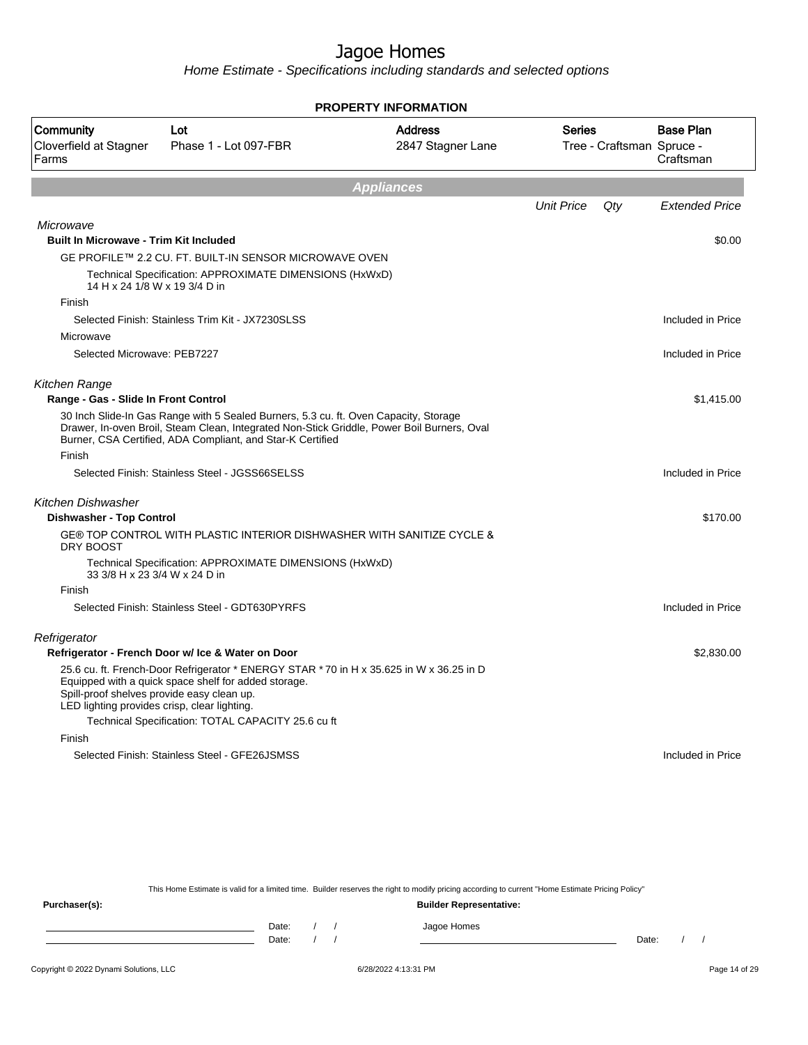# Jagoe Homes

*Home Estimate - Specifications including standards and selected options*

**PROPERTY INFORMATION**

| Community | Lot | Address | Series | Base Plan |
|---|---|---|---|---|
| Cloverfield at Stagner Farms | Phase 1 - Lot 097-FBR | 2847 Stagner Lane | Tree - Craftsman | Spruce - Craftsman |

## Appliances

| | Unit Price | Qty | Extended Price |
|---|---|---|---|
| *Microwave* | | | |
| **Built In Microwave - Trim Kit Included** | | | $0.00 |
| GE PROFILE™ 2.2 CU. FT. BUILT-IN SENSOR MICROWAVE OVEN | | | |
| Technical Specification: APPROXIMATE DIMENSIONS (HxWxD) 14 H x 24 1/8 W x 19 3/4 D in | | | |
| Finish | | | |
| Selected Finish: Stainless Trim Kit - JX7230SLSS | | | Included in Price |
| Microwave | | | |
| Selected Microwave: PEB7227 | | | Included in Price |
| *Kitchen Range* | | | |
| **Range - Gas - Slide In Front Control** | | | $1,415.00 |
| 30 Inch Slide-In Gas Range with 5 Sealed Burners, 5.3 cu. ft. Oven Capacity, Storage Drawer, In-oven Broil, Steam Clean, Integrated Non-Stick Griddle, Power Boil Burners, Oval Burner, CSA Certified, ADA Compliant, and Star-K Certified | | | |
| Finish | | | |
| Selected Finish: Stainless Steel - JGSS66SELSS | | | Included in Price |
| *Kitchen Dishwasher* | | | |
| **Dishwasher - Top Control** | | | $170.00 |
| GE® TOP CONTROL WITH PLASTIC INTERIOR DISHWASHER WITH SANITIZE CYCLE & DRY BOOST | | | |
| Technical Specification: APPROXIMATE DIMENSIONS (HxWxD) 33 3/8 H x 23 3/4 W x 24 D in | | | |
| Finish | | | |
| Selected Finish: Stainless Steel - GDT630PYRFS | | | Included in Price |
| *Refrigerator* | | | |
| **Refrigerator - French Door w/ Ice & Water on Door** | | | $2,830.00 |
| 25.6 cu. ft. French-Door Refrigerator * ENERGY STAR * 70 in H x 35.625 in W x 36.25 in D Equipped with a quick space shelf for added storage. Spill-proof shelves provide easy clean up. LED lighting provides crisp, clear lighting. | | | |
| Technical Specification: TOTAL CAPACITY 25.6 cu ft | | | |
| Finish | | | |
| Selected Finish: Stainless Steel - GFE26JSMSS | | | Included in Price |

This Home Estimate is valid for a limited time. Builder reserves the right to modify pricing according to current "Home Estimate Pricing Policy"

**Purchaser(s):**

\_\_\_\_\_\_\_\_\_\_\_\_\_\_\_\_\_\_\_\_ Date: / /

\_\_\_\_\_\_\_\_\_\_\_\_\_\_\_\_\_\_\_\_ Date: / /

**Builder Representative:**

Jagoe Homes

\_\_\_\_\_\_\_\_\_\_\_\_\_\_\_\_\_\_\_\_ Date: / /

Copyright © 2022 Dynami Solutions, LLC — 6/28/2022 4:13:31 PM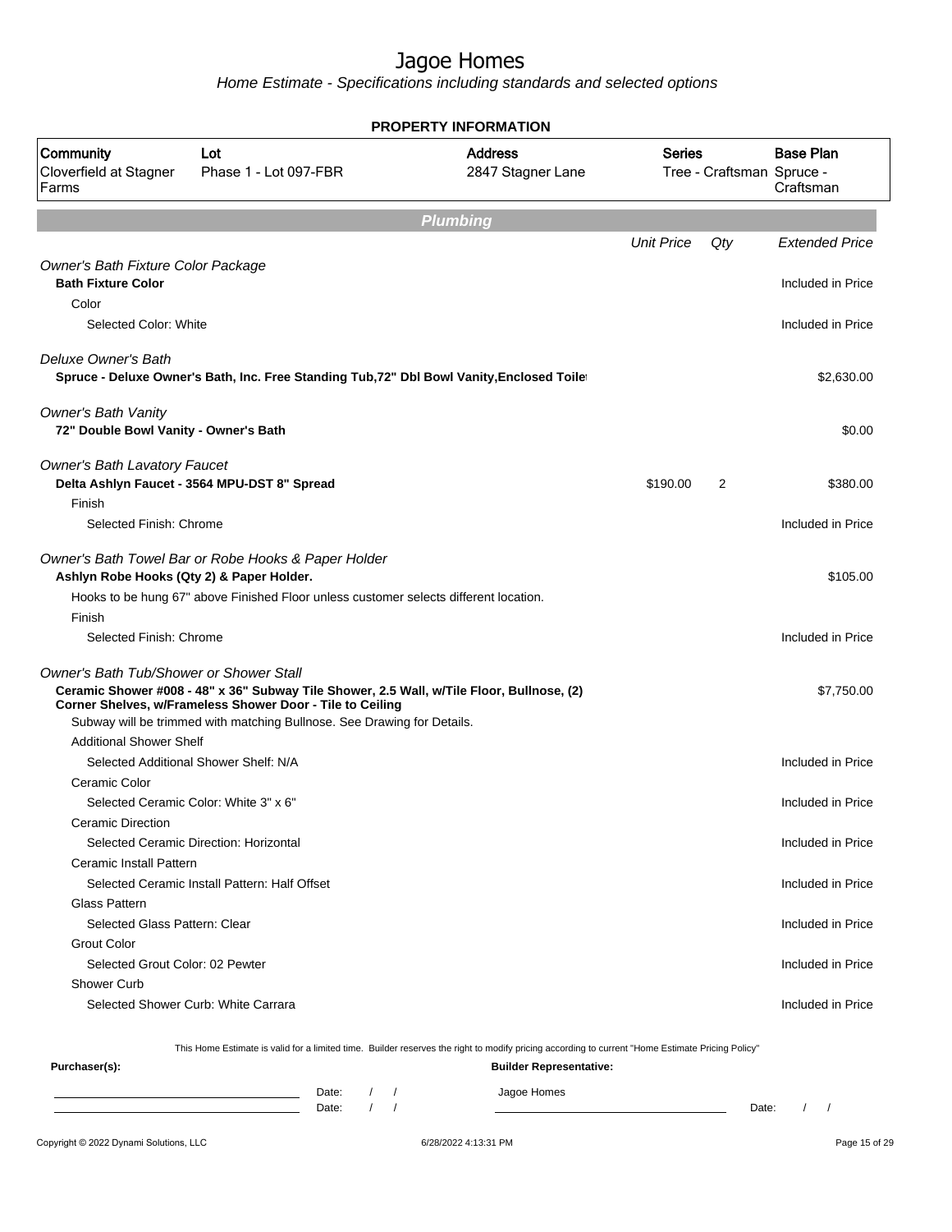# Jagoe Homes

*Home Estimate - Specifications including standards and selected options*

**PROPERTY INFORMATION**

| Community | Lot | Address | Series | Base Plan |
|---|---|---|---|---|
| Cloverfield at Stagner Farms | Phase 1 - Lot 097-FBR | 2847 Stagner Lane | Tree - Craftsman | Spruce - Craftsman |

## Plumbing

| | Unit Price | Qty | Extended Price |
|---|---|---|---|
| *Owner's Bath Fixture Color Package* | | | |
| **Bath Fixture Color** | | | Included in Price |
| Color | | | |
| Selected Color: White | | | Included in Price |
| *Deluxe Owner's Bath* | | | |
| **Spruce - Deluxe Owner's Bath, Inc. Free Standing Tub,72" Dbl Bowl Vanity,Enclosed Toilet** | | | $2,630.00 |
| *Owner's Bath Vanity* | | | |
| **72" Double Bowl Vanity - Owner's Bath** | | | $0.00 |
| *Owner's Bath Lavatory Faucet* | | | |
| **Delta Ashlyn Faucet - 3564 MPU-DST 8" Spread** | $190.00 | 2 | $380.00 |
| Finish | | | |
| Selected Finish: Chrome | | | Included in Price |
| *Owner's Bath Towel Bar or Robe Hooks & Paper Holder* | | | |
| **Ashlyn Robe Hooks (Qty 2) & Paper Holder.** | | | $105.00 |
| Hooks to be hung 67" above Finished Floor unless customer selects different location. | | | |
| Finish | | | |
| Selected Finish: Chrome | | | Included in Price |
| *Owner's Bath Tub/Shower or Shower Stall* | | | |
| **Ceramic Shower #008 - 48" x 36" Subway Tile Shower, 2.5 Wall, w/Tile Floor, Bullnose, (2) Corner Shelves, w/Frameless Shower Door - Tile to Ceiling** | | | $7,750.00 |
| Subway will be trimmed with matching Bullnose. See Drawing for Details. | | | |
| Additional Shower Shelf | | | |
| Selected Additional Shower Shelf: N/A | | | Included in Price |
| Ceramic Color | | | |
| Selected Ceramic Color: White 3" x 6" | | | Included in Price |
| Ceramic Direction | | | |
| Selected Ceramic Direction: Horizontal | | | Included in Price |
| Ceramic Install Pattern | | | |
| Selected Ceramic Install Pattern: Half Offset | | | Included in Price |
| Glass Pattern | | | |
| Selected Glass Pattern: Clear | | | Included in Price |
| Grout Color | | | |
| Selected Grout Color: 02 Pewter | | | Included in Price |
| Shower Curb | | | |
| Selected Shower Curb: White Carrara | | | Included in Price |

This Home Estimate is valid for a limited time. Builder reserves the right to modify pricing according to current "Home Estimate Pricing Policy"

**Purchaser(s):** Date: / / Date: / /

**Builder Representative:** Jagoe Homes Date: / /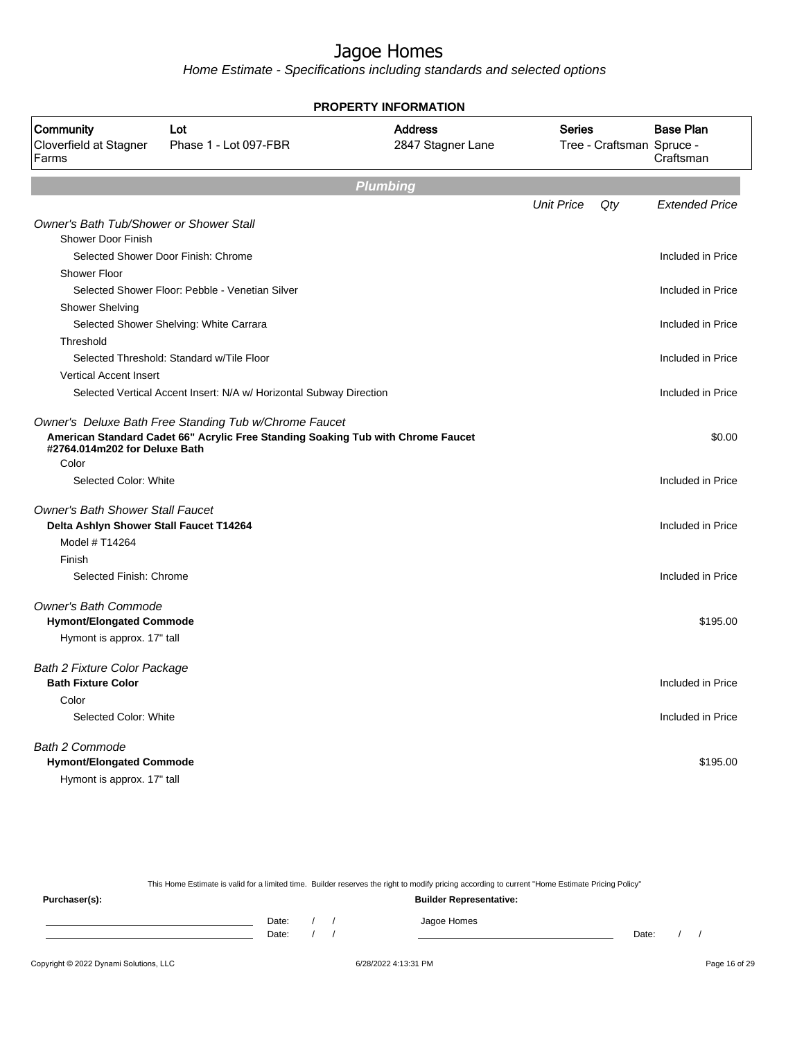# Jagoe Homes

Home Estimate - Specifications including standards and selected options

**PROPERTY INFORMATION**

| Community | Lot | Address | Series | Base Plan |
|---|---|---|---|---|
| Cloverfield at Stagner Farms | Phase 1 - Lot 097-FBR | 2847 Stagner Lane | Tree - Craftsman | Spruce - Craftsman |

## Plumbing

| | Unit Price | Qty | Extended Price |
|---|---|---|---|
| *Owner's Bath Tub/Shower or Shower Stall* | | | |
| Shower Door Finish | | | |
| Selected Shower Door Finish: Chrome | | | Included in Price |
| Shower Floor | | | |
| Selected Shower Floor: Pebble - Venetian Silver | | | Included in Price |
| Shower Shelving | | | |
| Selected Shower Shelving: White Carrara | | | Included in Price |
| Threshold | | | |
| Selected Threshold: Standard w/Tile Floor | | | Included in Price |
| Vertical Accent Insert | | | |
| Selected Vertical Accent Insert: N/A w/ Horizontal Subway Direction | | | Included in Price |
| *Owner's Deluxe Bath Free Standing Tub w/Chrome Faucet* | | | |
| **American Standard Cadet 66" Acrylic Free Standing Soaking Tub with Chrome Faucet #2764.014m202 for Deluxe Bath** | | | $0.00 |
| Color | | | |
| Selected Color: White | | | Included in Price |
| *Owner's Bath Shower Stall Faucet* | | | |
| **Delta Ashlyn Shower Stall Faucet T14264** | | | Included in Price |
| Model # T14264 | | | |
| Finish | | | |
| Selected Finish: Chrome | | | Included in Price |
| *Owner's Bath Commode* | | | |
| **Hymont/Elongated Commode** | | | $195.00 |
| Hymont is approx. 17" tall | | | |
| *Bath 2 Fixture Color Package* | | | |
| **Bath Fixture Color** | | | Included in Price |
| Color | | | |
| Selected Color: White | | | Included in Price |
| *Bath 2 Commode* | | | |
| **Hymont/Elongated Commode** | | | $195.00 |
| Hymont is approx. 17" tall | | | |

This Home Estimate is valid for a limited time. Builder reserves the right to modify pricing according to current "Home Estimate Pricing Policy"

**Purchaser(s):** Date: / / Date: / /

**Builder Representative:** Jagoe Homes Date: / /

Copyright © 2022 Dynami Solutions, LLC 6/28/2022 4:13:31 PM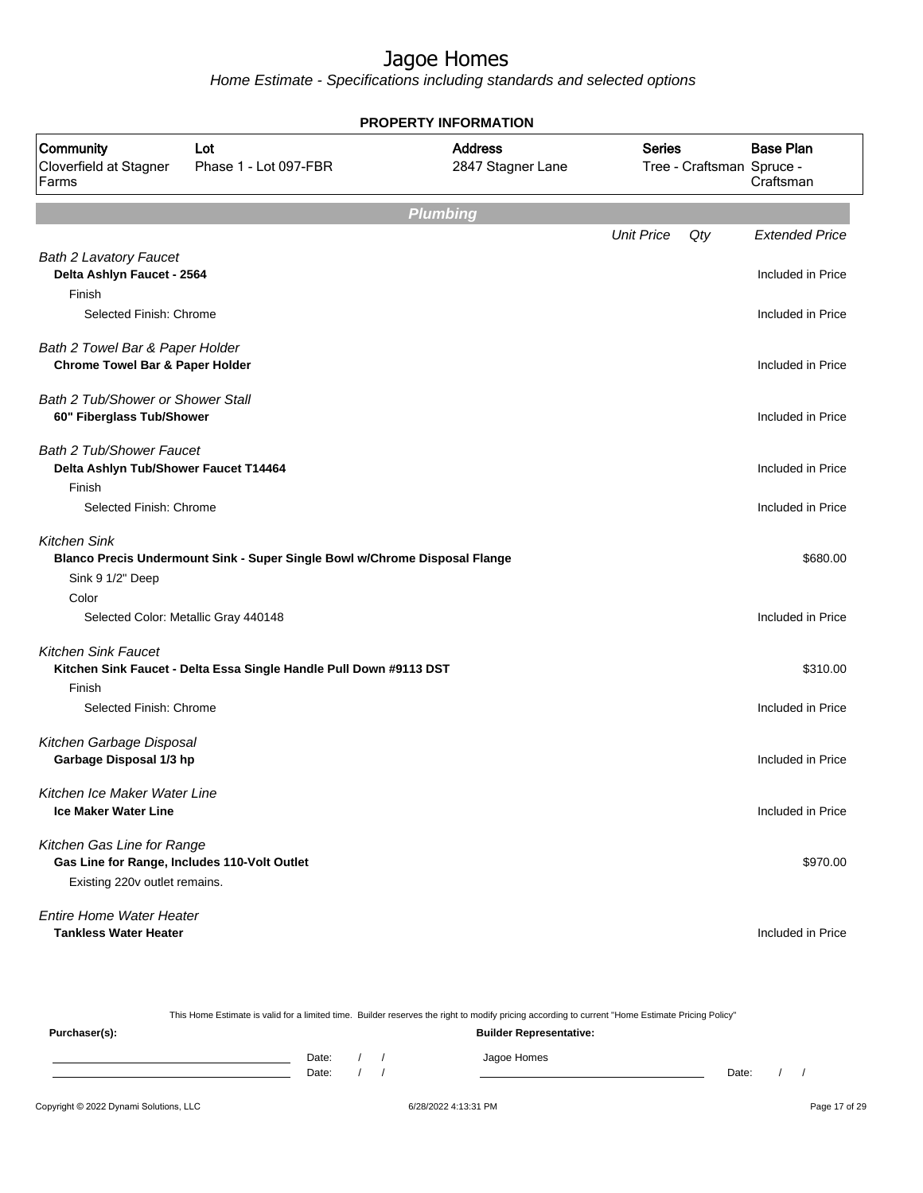# Jagoe Homes

*Home Estimate - Specifications including standards and selected options*

**PROPERTY INFORMATION**

| Community | Lot | Address | Series | Base Plan |
|---|---|---|---|---|
| Cloverfield at Stagner Farms | Phase 1 - Lot 097-FBR | 2847 Stagner Lane | Tree - Craftsman | Spruce - Craftsman |

## Plumbing

| | Unit Price | Qty | Extended Price |
|---|---|---|---|
| *Bath 2 Lavatory Faucet* | | | |
| **Delta Ashlyn Faucet - 2564** | | | Included in Price |
| Finish | | | |
| Selected Finish: Chrome | | | Included in Price |
| *Bath 2 Towel Bar & Paper Holder* | | | |
| **Chrome Towel Bar & Paper Holder** | | | Included in Price |
| *Bath 2 Tub/Shower or Shower Stall* | | | |
| **60" Fiberglass Tub/Shower** | | | Included in Price |
| *Bath 2 Tub/Shower Faucet* | | | |
| **Delta Ashlyn Tub/Shower Faucet T14464** | | | Included in Price |
| Finish | | | |
| Selected Finish: Chrome | | | Included in Price |
| *Kitchen Sink* | | | |
| **Blanco Precis Undermount Sink - Super Single Bowl w/Chrome Disposal Flange** | | | $680.00 |
| Sink 9 1/2" Deep | | | |
| Color | | | |
| Selected Color: Metallic Gray 440148 | | | Included in Price |
| *Kitchen Sink Faucet* | | | |
| **Kitchen Sink Faucet - Delta Essa Single Handle Pull Down #9113 DST** | | | $310.00 |
| Finish | | | |
| Selected Finish: Chrome | | | Included in Price |
| *Kitchen Garbage Disposal* | | | |
| **Garbage Disposal 1/3 hp** | | | Included in Price |
| *Kitchen Ice Maker Water Line* | | | |
| **Ice Maker Water Line** | | | Included in Price |
| *Kitchen Gas Line for Range* | | | |
| **Gas Line for Range, Includes 110-Volt Outlet** | | | $970.00 |
| Existing 220v outlet remains. | | | |
| *Entire Home Water Heater* | | | |
| **Tankless Water Heater** | | | Included in Price |

This Home Estimate is valid for a limited time. Builder reserves the right to modify pricing according to current "Home Estimate Pricing Policy"

**Purchaser(s):**

______________________ Date: / /

______________________ Date: / /

**Builder Representative:**

Jagoe Homes

______________________ Date: / /

Copyright © 2022 Dynami Solutions, LLC — 6/28/2022 4:13:31 PM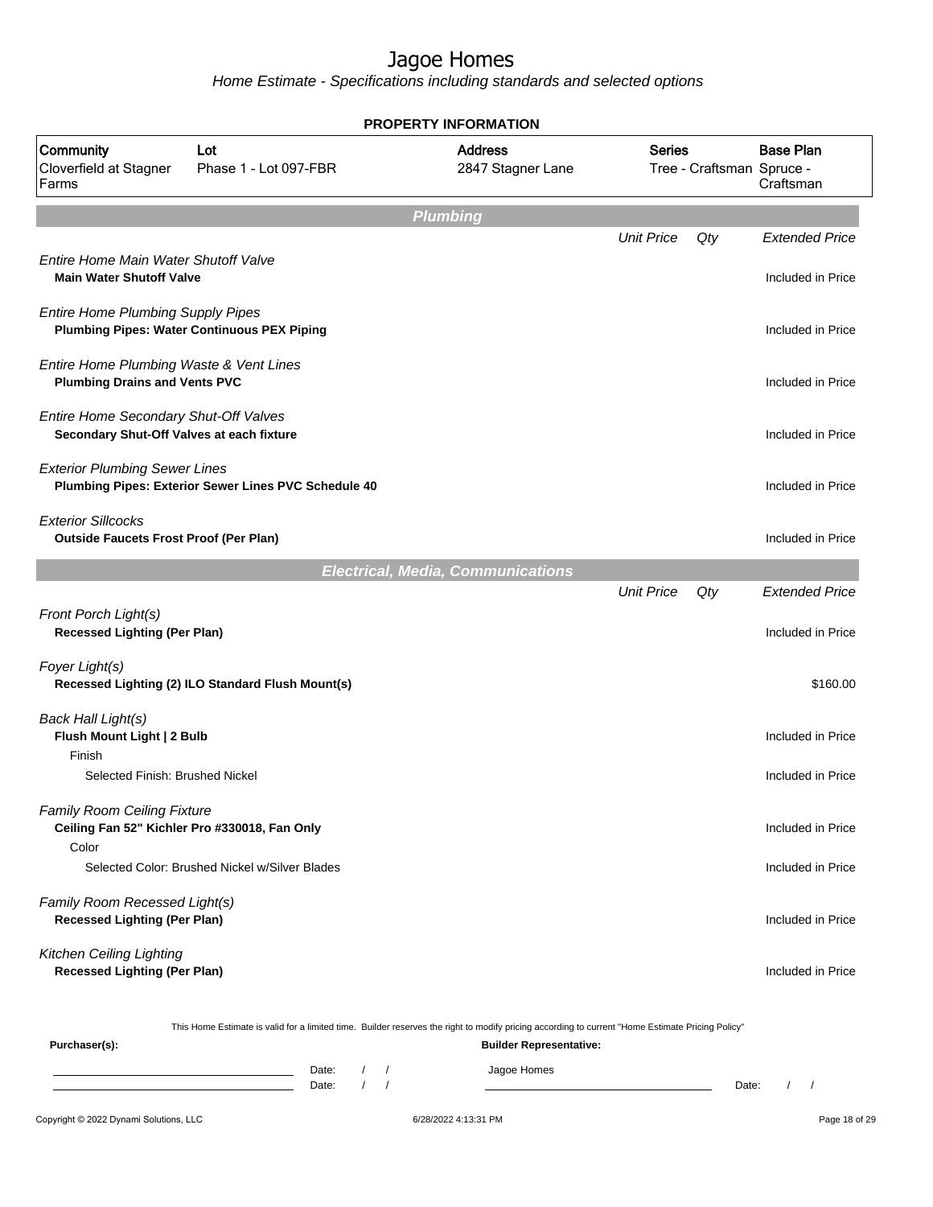# Jagoe Homes

*Home Estimate - Specifications including standards and selected options*

**PROPERTY INFORMATION**

| Community | Lot | Address | Series | Base Plan |
|---|---|---|---|---|
| Cloverfield at Stagner Farms | Phase 1 - Lot 097-FBR | 2847 Stagner Lane | Tree - Craftsman | Spruce - Craftsman |

## Plumbing

| | Unit Price | Qty | Extended Price |
|---|---|---|---|
| *Entire Home Main Water Shutoff Valve* | | | |
| **Main Water Shutoff Valve** | | | Included in Price |
| *Entire Home Plumbing Supply Pipes* | | | |
| **Plumbing Pipes: Water Continuous PEX Piping** | | | Included in Price |
| *Entire Home Plumbing Waste & Vent Lines* | | | |
| **Plumbing Drains and Vents PVC** | | | Included in Price |
| *Entire Home Secondary Shut-Off Valves* | | | |
| **Secondary Shut-Off Valves at each fixture** | | | Included in Price |
| *Exterior Plumbing Sewer Lines* | | | |
| **Plumbing Pipes: Exterior Sewer Lines PVC Schedule 40** | | | Included in Price |
| *Exterior Sillcocks* | | | |
| **Outside Faucets Frost Proof (Per Plan)** | | | Included in Price |

## Electrical, Media, Communications

| | Unit Price | Qty | Extended Price |
|---|---|---|---|
| *Front Porch Light(s)* | | | |
| **Recessed Lighting (Per Plan)** | | | Included in Price |
| *Foyer Light(s)* | | | |
| **Recessed Lighting (2) ILO Standard Flush Mount(s)** | | | $160.00 |
| *Back Hall Light(s)* | | | |
| **Flush Mount Light \| 2 Bulb** | | | Included in Price |
| Finish | | | |
| Selected Finish: Brushed Nickel | | | Included in Price |
| *Family Room Ceiling Fixture* | | | |
| **Ceiling Fan 52" Kichler Pro #330018, Fan Only** | | | Included in Price |
| Color | | | |
| Selected Color: Brushed Nickel w/Silver Blades | | | Included in Price |
| *Family Room Recessed Light(s)* | | | |
| **Recessed Lighting (Per Plan)** | | | Included in Price |
| *Kitchen Ceiling Lighting* | | | |
| **Recessed Lighting (Per Plan)** | | | Included in Price |

This Home Estimate is valid for a limited time. Builder reserves the right to modify pricing according to current "Home Estimate Pricing Policy"

**Purchaser(s):** Date: / / Date: / /

**Builder Representative:** Jagoe Homes Date: / /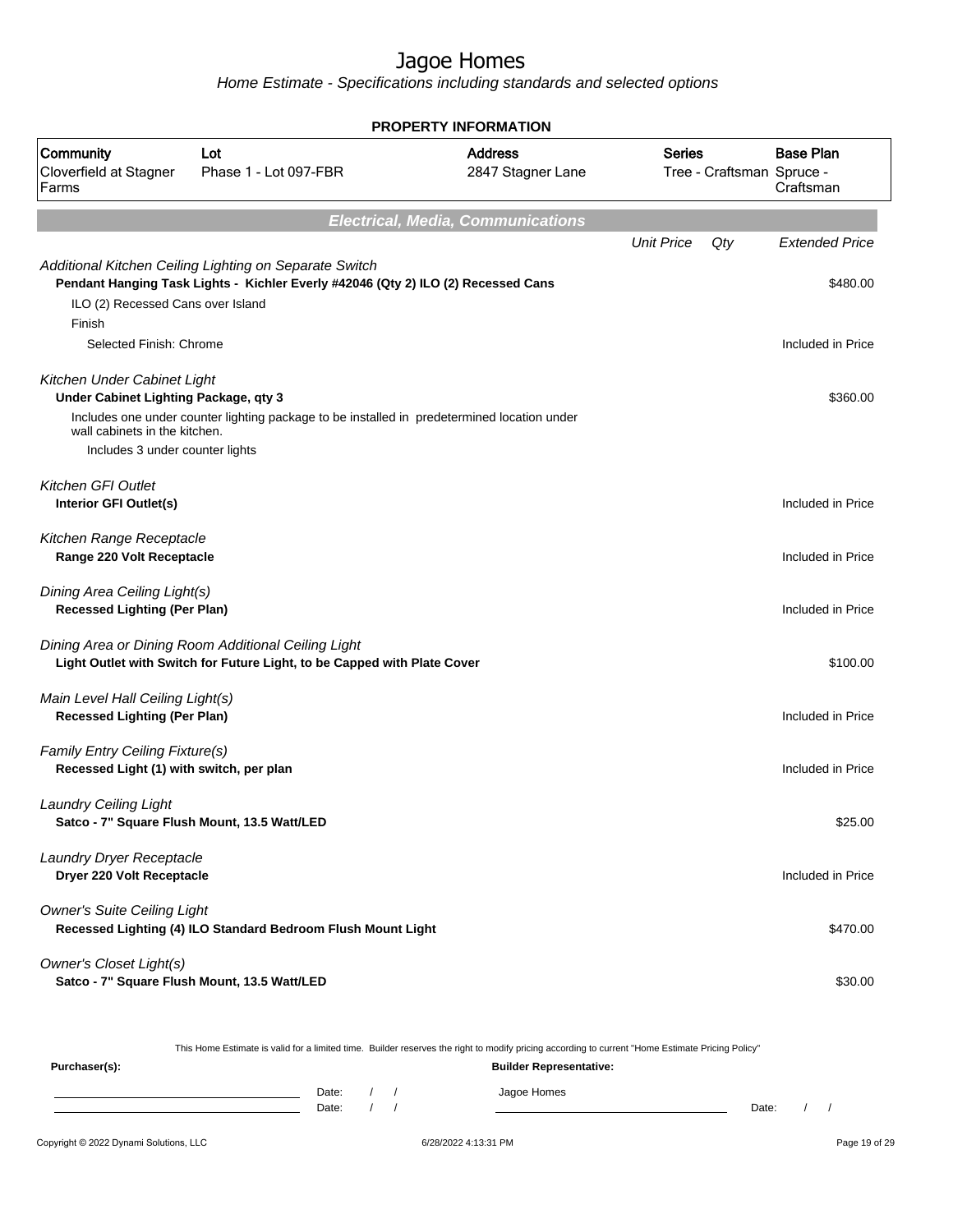# Jagoe Homes

*Home Estimate - Specifications including standards and selected options*

**PROPERTY INFORMATION**

| Community | Lot | Address | Series | Base Plan |
|---|---|---|---|---|
| Cloverfield at Stagner Farms | Phase 1 - Lot 097-FBR | 2847 Stagner Lane | Tree - Craftsman | Spruce - Craftsman |

## Electrical, Media, Communications

| | Unit Price | Qty | Extended Price |
|---|---|---|---|
| *Additional Kitchen Ceiling Lighting on Separate Switch* | | | |
| **Pendant Hanging Task Lights - Kichler Everly #42046 (Qty 2) ILO (2) Recessed Cans** | | | $480.00 |
| ILO (2) Recessed Cans over Island | | | |
| Finish | | | |
| Selected Finish: Chrome | | | Included in Price |
| *Kitchen Under Cabinet Light* | | | |
| **Under Cabinet Lighting Package, qty 3** | | | $360.00 |
| Includes one under counter lighting package to be installed in predetermined location under wall cabinets in the kitchen. | | | |
| Includes 3 under counter lights | | | |
| *Kitchen GFI Outlet* | | | |
| **Interior GFI Outlet(s)** | | | Included in Price |
| *Kitchen Range Receptacle* | | | |
| **Range 220 Volt Receptacle** | | | Included in Price |
| *Dining Area Ceiling Light(s)* | | | |
| **Recessed Lighting (Per Plan)** | | | Included in Price |
| *Dining Area or Dining Room Additional Ceiling Light* | | | |
| **Light Outlet with Switch for Future Light, to be Capped with Plate Cover** | | | $100.00 |
| *Main Level Hall Ceiling Light(s)* | | | |
| **Recessed Lighting (Per Plan)** | | | Included in Price |
| *Family Entry Ceiling Fixture(s)* | | | |
| **Recessed Light (1) with switch, per plan** | | | Included in Price |
| *Laundry Ceiling Light* | | | |
| **Satco - 7" Square Flush Mount, 13.5 Watt/LED** | | | $25.00 |
| *Laundry Dryer Receptacle* | | | |
| **Dryer 220 Volt Receptacle** | | | Included in Price |
| *Owner's Suite Ceiling Light* | | | |
| **Recessed Lighting (4) ILO Standard Bedroom Flush Mount Light** | | | $470.00 |
| *Owner's Closet Light(s)* | | | |
| **Satco - 7" Square Flush Mount, 13.5 Watt/LED** | | | $30.00 |

This Home Estimate is valid for a limited time. Builder reserves the right to modify pricing according to current "Home Estimate Pricing Policy"

**Purchaser(s):**

Date: / /

Date: / /

**Builder Representative:**

Jagoe Homes

Date: / /

Copyright © 2022 Dynami Solutions, LLC — 6/28/2022 4:13:31 PM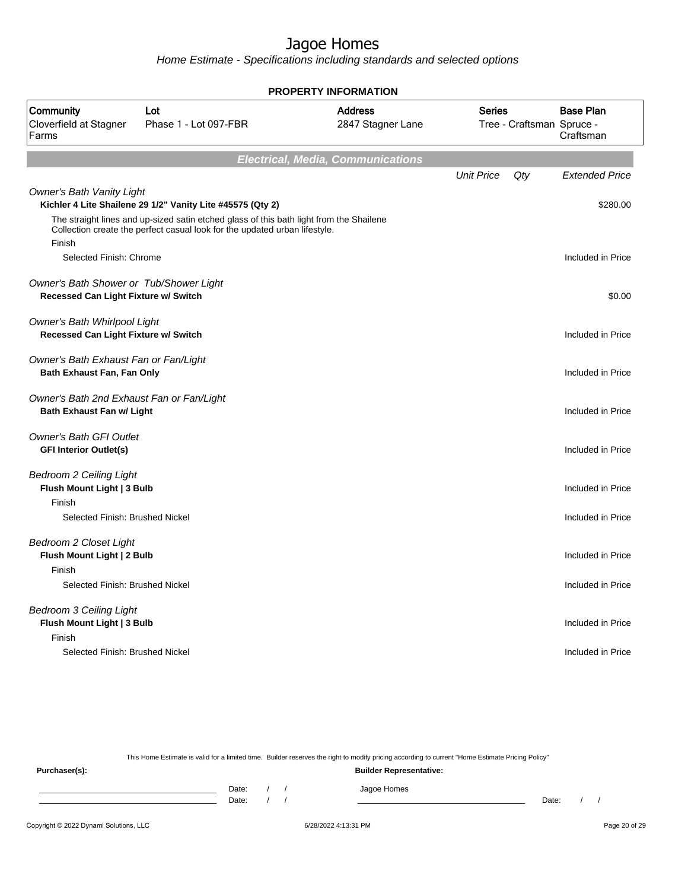# Jagoe Homes

*Home Estimate - Specifications including standards and selected options*

**PROPERTY INFORMATION**

| Community | Lot | Address | Series | Base Plan |
|---|---|---|---|---|
| Cloverfield at Stagner Farms | Phase 1 - Lot 097-FBR | 2847 Stagner Lane | Tree - Craftsman | Spruce - Craftsman |

## Electrical, Media, Communications

| | Unit Price | Qty | Extended Price |
|---|---|---|---|
| *Owner's Bath Vanity Light* | | | |
| **Kichler 4 Lite Shailene 29 1/2" Vanity Lite #45575 (Qty 2)** | | | $280.00 |
| The straight lines and up-sized satin etched glass of this bath light from the Shailene Collection create the perfect casual look for the updated urban lifestyle. | | | |
| Finish | | | |
| Selected Finish: Chrome | | | Included in Price |
| *Owner's Bath Shower or Tub/Shower Light* | | | |
| **Recessed Can Light Fixture w/ Switch** | | | $0.00 |
| *Owner's Bath Whirlpool Light* | | | |
| **Recessed Can Light Fixture w/ Switch** | | | Included in Price |
| *Owner's Bath Exhaust Fan or Fan/Light* | | | |
| **Bath Exhaust Fan, Fan Only** | | | Included in Price |
| *Owner's Bath 2nd Exhaust Fan or Fan/Light* | | | |
| **Bath Exhaust Fan w/ Light** | | | Included in Price |
| *Owner's Bath GFI Outlet* | | | |
| **GFI Interior Outlet(s)** | | | Included in Price |
| *Bedroom 2 Ceiling Light* | | | |
| **Flush Mount Light \| 3 Bulb** | | | Included in Price |
| Finish | | | |
| Selected Finish: Brushed Nickel | | | Included in Price |
| *Bedroom 2 Closet Light* | | | |
| **Flush Mount Light \| 2 Bulb** | | | Included in Price |
| Finish | | | |
| Selected Finish: Brushed Nickel | | | Included in Price |
| *Bedroom 3 Ceiling Light* | | | |
| **Flush Mount Light \| 3 Bulb** | | | Included in Price |
| Finish | | | |
| Selected Finish: Brushed Nickel | | | Included in Price |

This Home Estimate is valid for a limited time. Builder reserves the right to modify pricing according to current "Home Estimate Pricing Policy"

**Purchaser(s):**

Date: / /

Date: / /

**Builder Representative:**

Jagoe Homes

Date: / /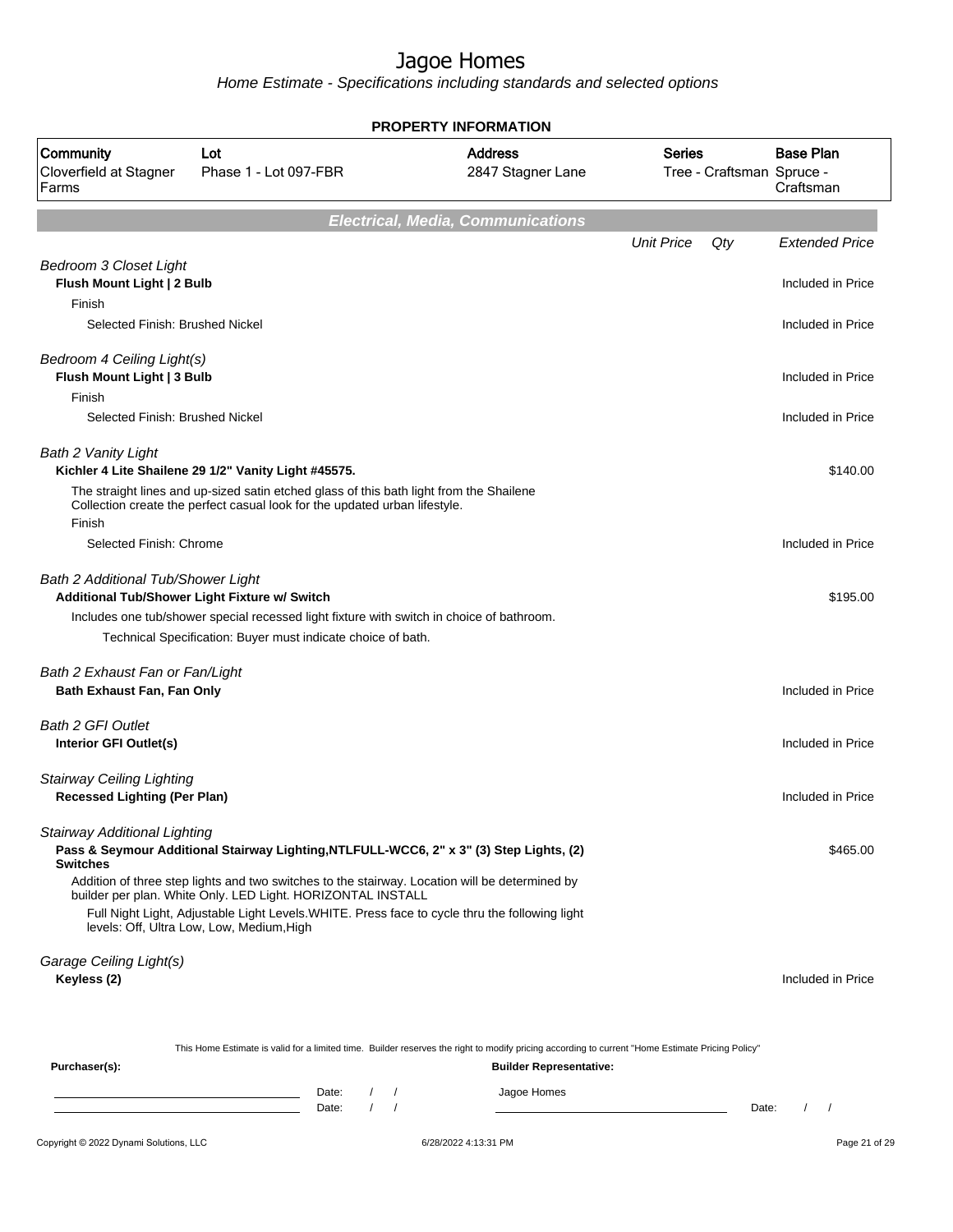# Jagoe Homes

*Home Estimate - Specifications including standards and selected options*

**PROPERTY INFORMATION**

| Community | Lot | Address | Series | Base Plan |
|---|---|---|---|---|
| Cloverfield at Stagner Farms | Phase 1 - Lot 097-FBR | 2847 Stagner Lane | Tree - Craftsman | Spruce - Craftsman |

## Electrical, Media, Communications

| | Unit Price | Qty | Extended Price |
|---|---|---|---|
| *Bedroom 3 Closet Light* | | | |
| **Flush Mount Light \| 2 Bulb** | | | Included in Price |
| Finish | | | |
| Selected Finish: Brushed Nickel | | | Included in Price |
| *Bedroom 4 Ceiling Light(s)* | | | |
| **Flush Mount Light \| 3 Bulb** | | | Included in Price |
| Finish | | | |
| Selected Finish: Brushed Nickel | | | Included in Price |
| *Bath 2 Vanity Light* | | | |
| **Kichler 4 Lite Shailene 29 1/2" Vanity Light #45575.** | | | $140.00 |
| The straight lines and up-sized satin etched glass of this bath light from the Shailene Collection create the perfect casual look for the updated urban lifestyle. | | | |
| Finish | | | |
| Selected Finish: Chrome | | | Included in Price |
| *Bath 2 Additional Tub/Shower Light* | | | |
| **Additional Tub/Shower Light Fixture w/ Switch** | | | $195.00 |
| Includes one tub/shower special recessed light fixture with switch in choice of bathroom. | | | |
| Technical Specification: Buyer must indicate choice of bath. | | | |
| *Bath 2 Exhaust Fan or Fan/Light* | | | |
| **Bath Exhaust Fan, Fan Only** | | | Included in Price |
| *Bath 2 GFI Outlet* | | | |
| **Interior GFI Outlet(s)** | | | Included in Price |
| *Stairway Ceiling Lighting* | | | |
| **Recessed Lighting (Per Plan)** | | | Included in Price |
| *Stairway Additional Lighting* | | | |
| **Pass & Seymour Additional Stairway Lighting,NTLFULL-WCC6, 2" x 3" (3) Step Lights, (2) Switches** | | | $465.00 |
| Addition of three step lights and two switches to the stairway. Location will be determined by builder per plan. White Only. LED Light. HORIZONTAL INSTALL | | | |
| Full Night Light, Adjustable Light Levels.WHITE. Press face to cycle thru the following light levels: Off, Ultra Low, Low, Medium,High | | | |
| *Garage Ceiling Light(s)* | | | |
| **Keyless (2)** | | | Included in Price |

This Home Estimate is valid for a limited time. Builder reserves the right to modify pricing according to current "Home Estimate Pricing Policy"

**Purchaser(s):**

Date: / /

Date: / /

**Builder Representative:**

Jagoe Homes

Date: / /

Copyright © 2022 Dynami Solutions, LLC — 6/28/2022 4:13:31 PM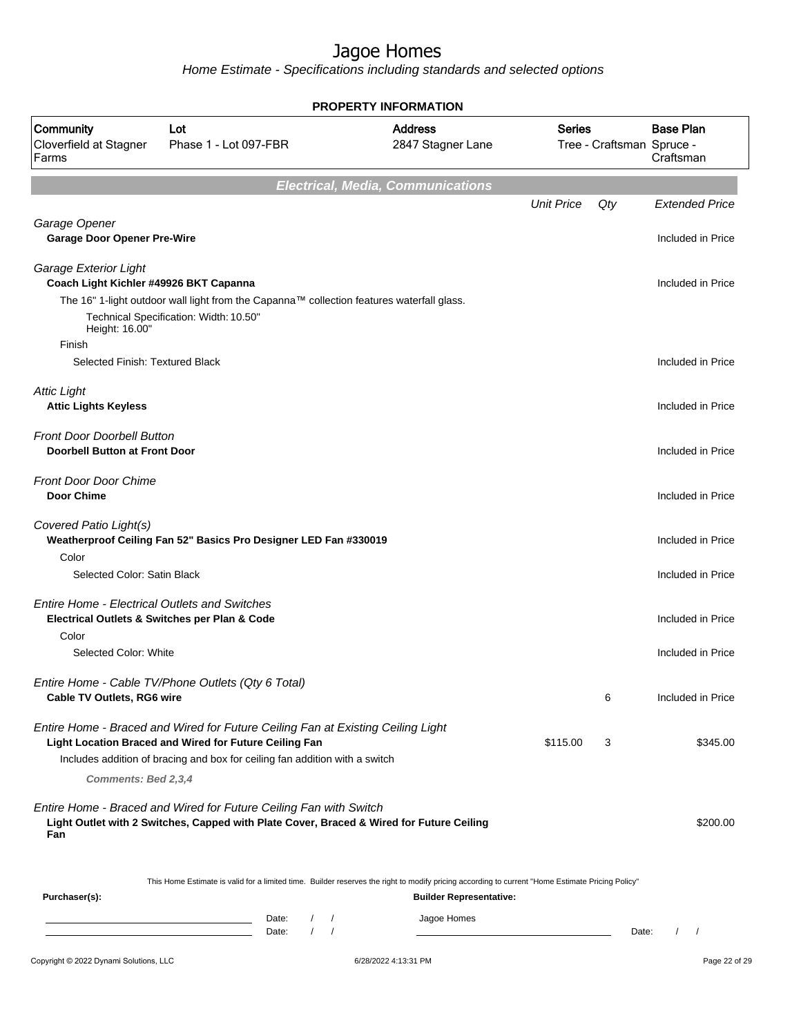# Jagoe Homes

*Home Estimate - Specifications including standards and selected options*

**PROPERTY INFORMATION**

| Community | Lot | Address | Series | Base Plan |
|---|---|---|---|---|
| Cloverfield at Stagner Farms | Phase 1 - Lot 097-FBR | 2847 Stagner Lane | Tree - Craftsman | Spruce - Craftsman |

## Electrical, Media, Communications

| | Unit Price | Qty | Extended Price |
|---|---|---|---|
| *Garage Opener* | | | |
| **Garage Door Opener Pre-Wire** | | | Included in Price |
| *Garage Exterior Light* | | | |
| **Coach Light Kichler #49926 BKT Capanna** | | | Included in Price |
| The 16" 1-light outdoor wall light from the Capanna™ collection features waterfall glass. | | | |
| Technical Specification: Width: 10.50" Height: 16.00" | | | |
| Finish | | | |
| Selected Finish: Textured Black | | | Included in Price |
| *Attic Light* | | | |
| **Attic Lights Keyless** | | | Included in Price |
| *Front Door Doorbell Button* | | | |
| **Doorbell Button at Front Door** | | | Included in Price |
| *Front Door Door Chime* | | | |
| **Door Chime** | | | Included in Price |
| *Covered Patio Light(s)* | | | |
| **Weatherproof Ceiling Fan 52" Basics Pro Designer LED Fan #330019** | | | Included in Price |
| Color | | | |
| Selected Color: Satin Black | | | Included in Price |
| *Entire Home - Electrical Outlets and Switches* | | | |
| **Electrical Outlets & Switches per Plan & Code** | | | Included in Price |
| Color | | | |
| Selected Color: White | | | Included in Price |
| *Entire Home - Cable TV/Phone Outlets (Qty 6 Total)* | | | |
| **Cable TV Outlets, RG6 wire** | | 6 | Included in Price |
| *Entire Home - Braced and Wired for Future Ceiling Fan at Existing Ceiling Light* | | | |
| **Light Location Braced and Wired for Future Ceiling Fan** | $115.00 | 3 | $345.00 |
| Includes addition of bracing and box for ceiling fan addition with a switch | | | |
| ***Comments: Bed 2,3,4*** | | | |
| *Entire Home - Braced and Wired for Future Ceiling Fan with Switch* | | | |
| **Light Outlet with 2 Switches, Capped with Plate Cover, Braced & Wired for Future Ceiling Fan** | | | $200.00 |

This Home Estimate is valid for a limited time. Builder reserves the right to modify pricing according to current "Home Estimate Pricing Policy"

**Purchaser(s):**

Date: / /

Date: / /

**Builder Representative:**

Jagoe Homes

Date: / /

Copyright © 2022 Dynami Solutions, LLC — 6/28/2022 4:13:31 PM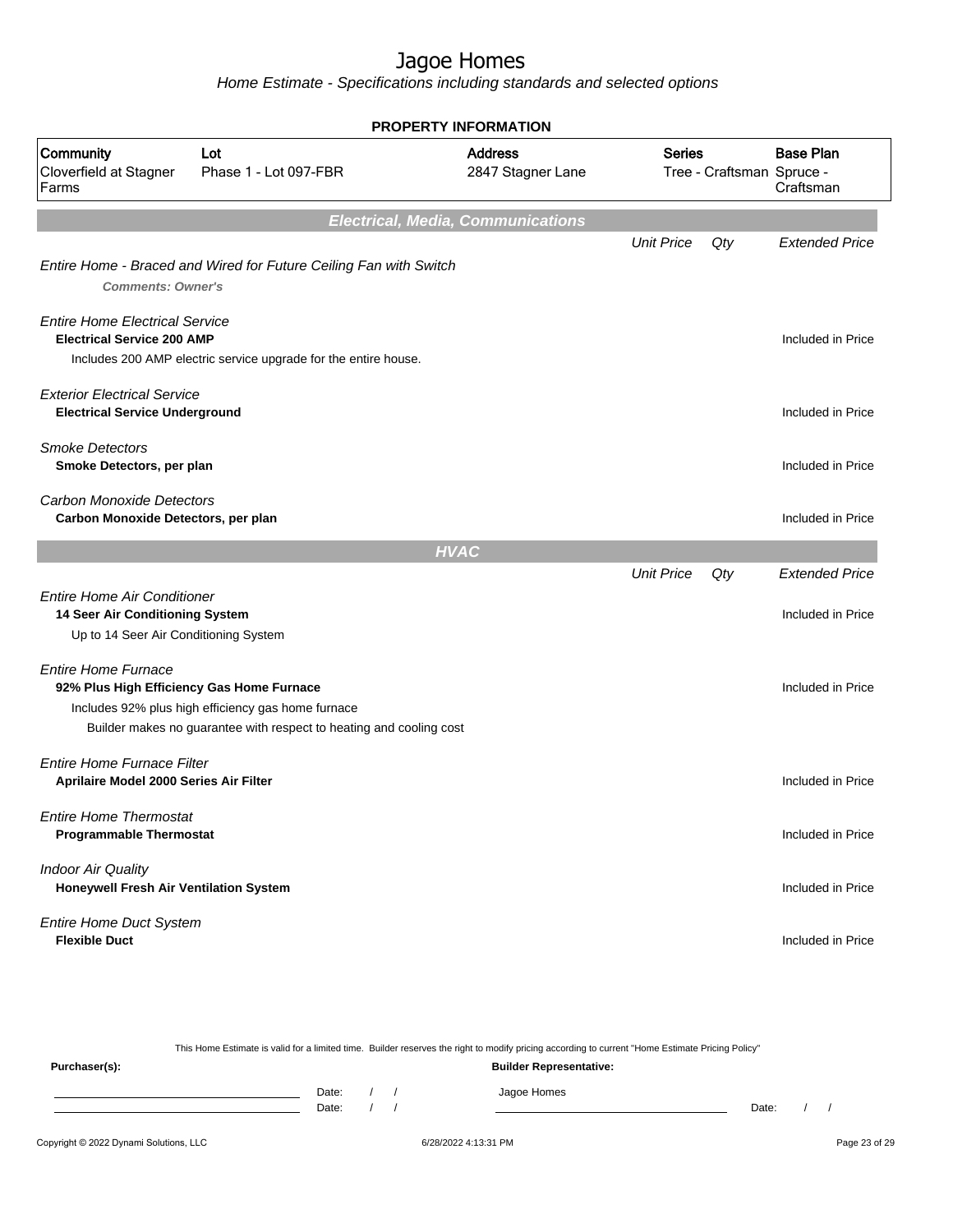# Jagoe Homes

*Home Estimate - Specifications including standards and selected options*

**PROPERTY INFORMATION**

| Community | Lot | Address | Series | Base Plan |
|---|---|---|---|---|
| Cloverfield at Stagner Farms | Phase 1 - Lot 097-FBR | 2847 Stagner Lane | Tree - Craftsman | Spruce - Craftsman |

## Electrical, Media, Communications

| | Unit Price | Qty | Extended Price |
|---|---|---|---|
| *Entire Home - Braced and Wired for Future Ceiling Fan with Switch*<br>***Comments: Owner's*** | | | |
| *Entire Home Electrical Service*<br>**Electrical Service 200 AMP**<br>Includes 200 AMP electric service upgrade for the entire house. | | | Included in Price |
| *Exterior Electrical Service*<br>**Electrical Service Underground** | | | Included in Price |
| *Smoke Detectors*<br>**Smoke Detectors, per plan** | | | Included in Price |
| *Carbon Monoxide Detectors*<br>**Carbon Monoxide Detectors, per plan** | | | Included in Price |

## HVAC

| | Unit Price | Qty | Extended Price |
|---|---|---|---|
| *Entire Home Air Conditioner*<br>**14 Seer Air Conditioning System**<br>Up to 14 Seer Air Conditioning System | | | Included in Price |
| *Entire Home Furnace*<br>**92% Plus High Efficiency Gas Home Furnace**<br>Includes 92% plus high efficiency gas home furnace<br>Builder makes no guarantee with respect to heating and cooling cost | | | Included in Price |
| *Entire Home Furnace Filter*<br>**Aprilaire Model 2000 Series Air Filter** | | | Included in Price |
| *Entire Home Thermostat*<br>**Programmable Thermostat** | | | Included in Price |
| *Indoor Air Quality*<br>**Honeywell Fresh Air Ventilation System** | | | Included in Price |
| *Entire Home Duct System*<br>**Flexible Duct** | | | Included in Price |

This Home Estimate is valid for a limited time. Builder reserves the right to modify pricing according to current "Home Estimate Pricing Policy"

**Purchaser(s):** Date: / / Date: / /

**Builder Representative:** Jagoe Homes Date: / /

Copyright © 2022 Dynami Solutions, LLC 6/28/2022 4:13:31 PM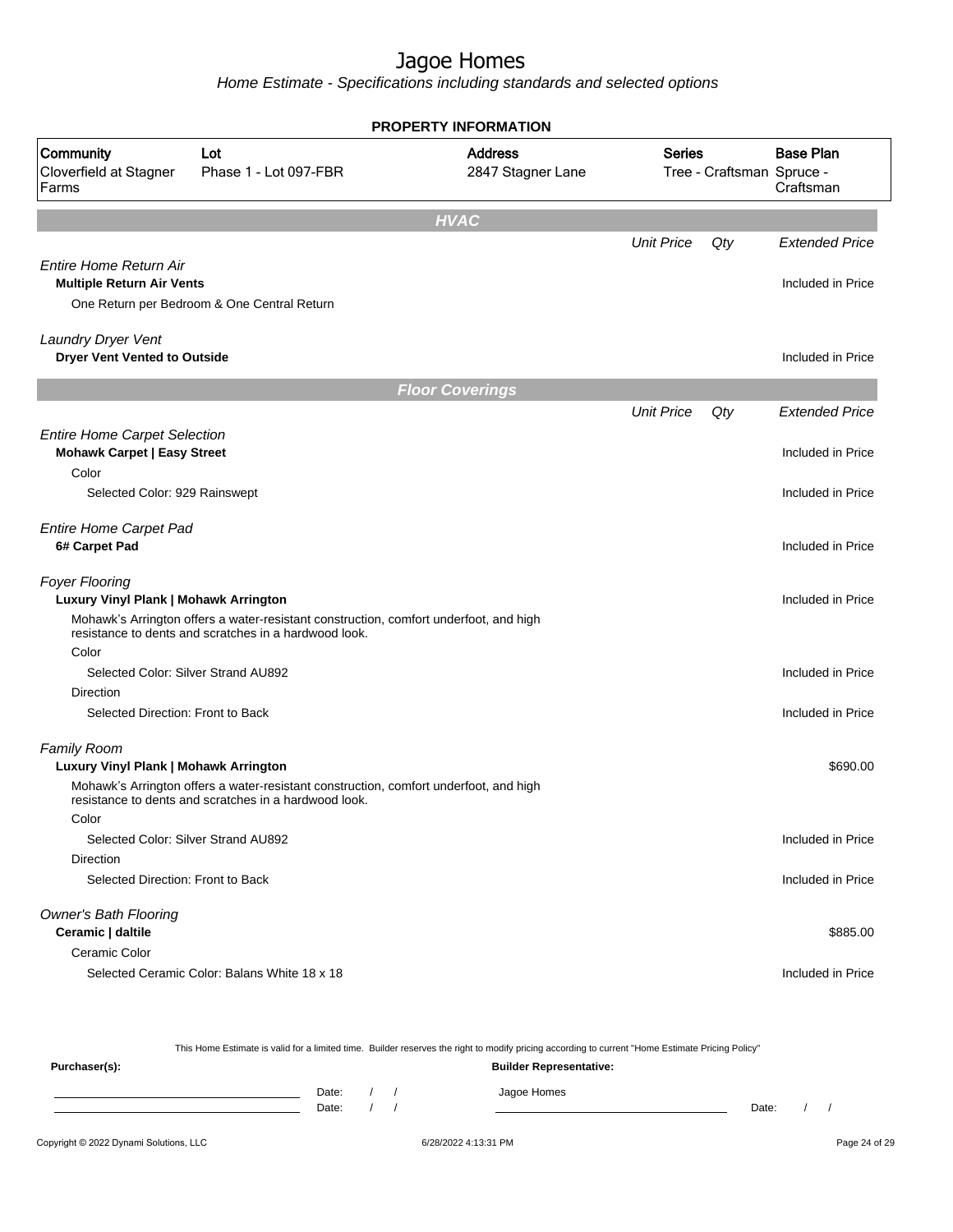# Jagoe Homes

*Home Estimate - Specifications including standards and selected options*

## PROPERTY INFORMATION

| Community | Lot | Address | Series | Base Plan |
|---|---|---|---|---|
| Cloverfield at Stagner Farms | Phase 1 - Lot 097-FBR | 2847 Stagner Lane | Tree - Craftsman | Spruce - Craftsman |

## HVAC

| | Unit Price | Qty | Extended Price |
|---|---|---|---|
| *Entire Home Return Air* | | | |
| **Multiple Return Air Vents** | | | Included in Price |
| One Return per Bedroom & One Central Return | | | |
| *Laundry Dryer Vent* | | | |
| **Dryer Vent Vented to Outside** | | | Included in Price |

## Floor Coverings

| | Unit Price | Qty | Extended Price |
|---|---|---|---|
| *Entire Home Carpet Selection* | | | |
| **Mohawk Carpet \| Easy Street** | | | Included in Price |
| Color | | | |
| Selected Color: 929 Rainswept | | | Included in Price |
| *Entire Home Carpet Pad* | | | |
| **6# Carpet Pad** | | | Included in Price |
| *Foyer Flooring* | | | |
| **Luxury Vinyl Plank \| Mohawk Arrington** | | | Included in Price |
| Mohawk's Arrington offers a water-resistant construction, comfort underfoot, and high resistance to dents and scratches in a hardwood look. | | | |
| Color | | | |
| Selected Color: Silver Strand AU892 | | | Included in Price |
| Direction | | | |
| Selected Direction: Front to Back | | | Included in Price |
| *Family Room* | | | |
| **Luxury Vinyl Plank \| Mohawk Arrington** | | | $690.00 |
| Mohawk's Arrington offers a water-resistant construction, comfort underfoot, and high resistance to dents and scratches in a hardwood look. | | | |
| Color | | | |
| Selected Color: Silver Strand AU892 | | | Included in Price |
| Direction | | | |
| Selected Direction: Front to Back | | | Included in Price |
| *Owner's Bath Flooring* | | | |
| **Ceramic \| daltile** | | | $885.00 |
| Ceramic Color | | | |
| Selected Ceramic Color: Balans White 18 x 18 | | | Included in Price |

This Home Estimate is valid for a limited time. Builder reserves the right to modify pricing according to current "Home Estimate Pricing Policy"

**Purchaser(s):**

Date: / /

Date: / /

**Builder Representative:**

Jagoe Homes

Date: / /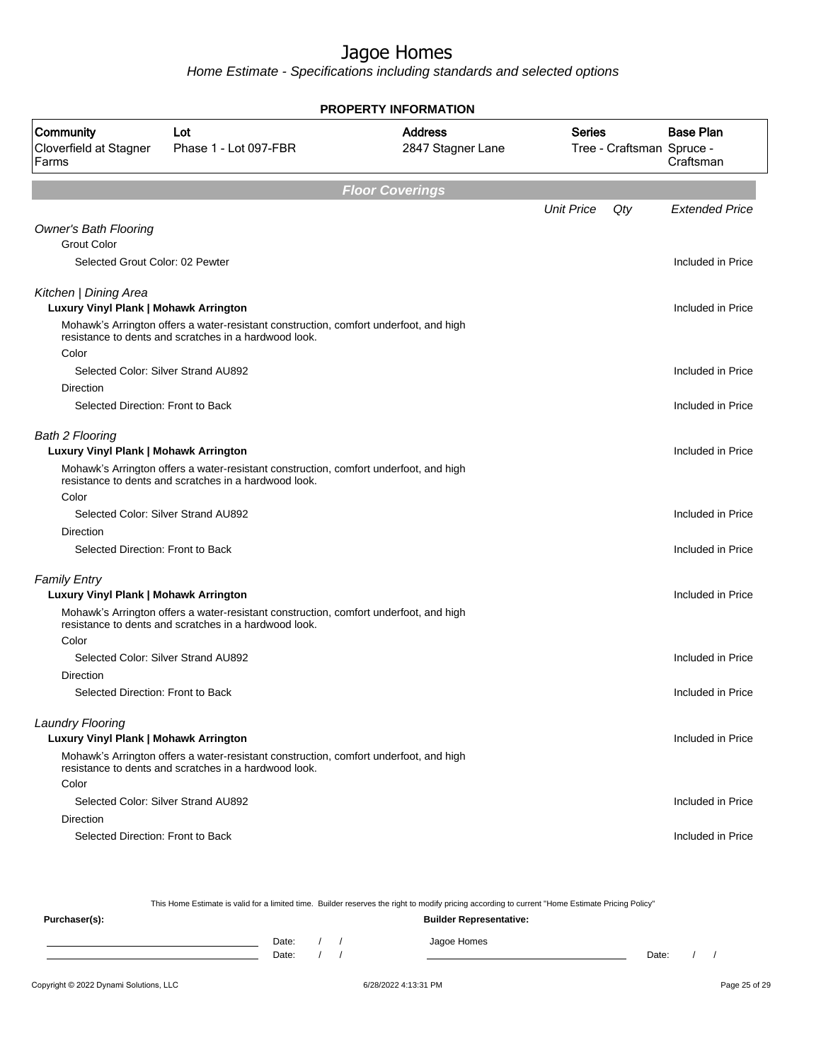# Jagoe Homes

*Home Estimate - Specifications including standards and selected options*

**PROPERTY INFORMATION**

| Community | Lot | Address | Series | Base Plan |
|---|---|---|---|---|
| Cloverfield at Stagner Farms | Phase 1 - Lot 097-FBR | 2847 Stagner Lane | Tree - Craftsman | Spruce - Craftsman |

## Floor Coverings

| | Unit Price | Qty | Extended Price |
|---|---|---|---|
| *Owner's Bath Flooring* | | | |
| Grout Color | | | |
| Selected Grout Color: 02 Pewter | | | Included in Price |
| *Kitchen \| Dining Area* | | | |
| **Luxury Vinyl Plank \| Mohawk Arrington** | | | Included in Price |
| Mohawk's Arrington offers a water-resistant construction, comfort underfoot, and high resistance to dents and scratches in a hardwood look. | | | |
| Color | | | |
| Selected Color: Silver Strand AU892 | | | Included in Price |
| Direction | | | |
| Selected Direction: Front to Back | | | Included in Price |
| *Bath 2 Flooring* | | | |
| **Luxury Vinyl Plank \| Mohawk Arrington** | | | Included in Price |
| Mohawk's Arrington offers a water-resistant construction, comfort underfoot, and high resistance to dents and scratches in a hardwood look. | | | |
| Color | | | |
| Selected Color: Silver Strand AU892 | | | Included in Price |
| Direction | | | |
| Selected Direction: Front to Back | | | Included in Price |
| *Family Entry* | | | |
| **Luxury Vinyl Plank \| Mohawk Arrington** | | | Included in Price |
| Mohawk's Arrington offers a water-resistant construction, comfort underfoot, and high resistance to dents and scratches in a hardwood look. | | | |
| Color | | | |
| Selected Color: Silver Strand AU892 | | | Included in Price |
| Direction | | | |
| Selected Direction: Front to Back | | | Included in Price |
| *Laundry Flooring* | | | |
| **Luxury Vinyl Plank \| Mohawk Arrington** | | | Included in Price |
| Mohawk's Arrington offers a water-resistant construction, comfort underfoot, and high resistance to dents and scratches in a hardwood look. | | | |
| Color | | | |
| Selected Color: Silver Strand AU892 | | | Included in Price |
| Direction | | | |
| Selected Direction: Front to Back | | | Included in Price |

This Home Estimate is valid for a limited time. Builder reserves the right to modify pricing according to current "Home Estimate Pricing Policy"

**Purchaser(s):**

_______________________ Date: / /

_______________________ Date: / /

**Builder Representative:**

Jagoe Homes

_______________________ Date: / /

Copyright © 2022 Dynami Solutions, LLC    6/28/2022 4:13:31 PM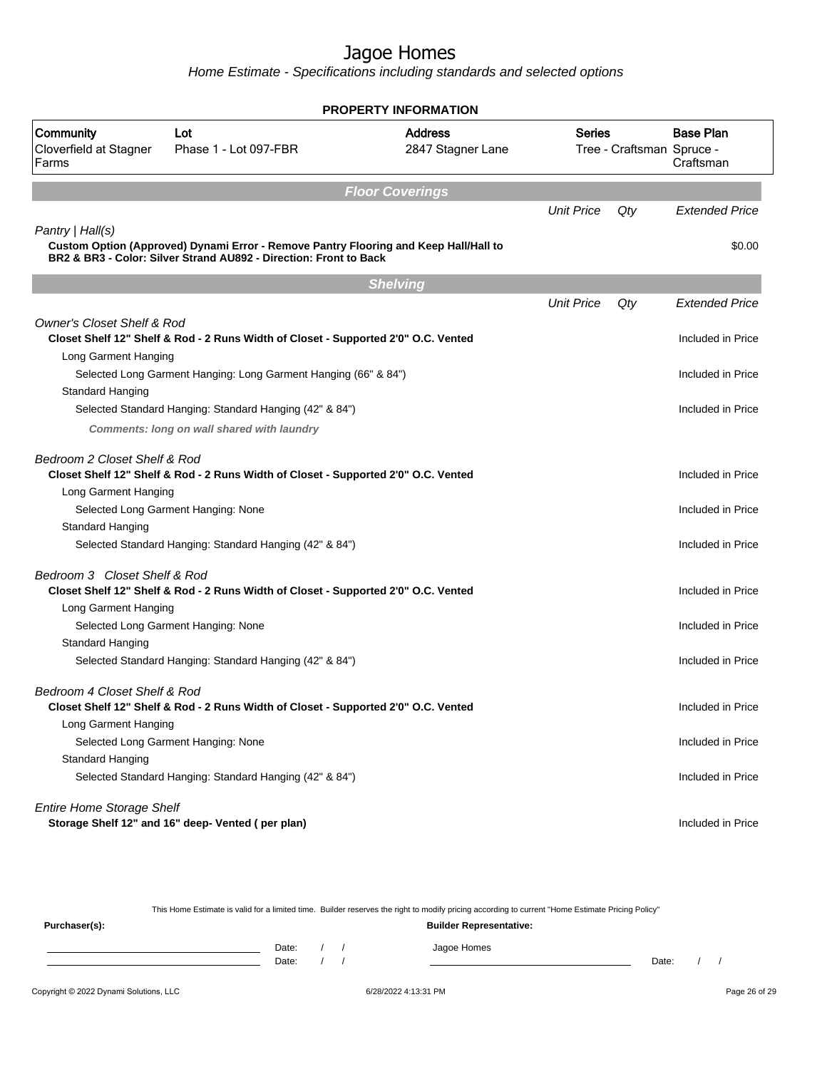# Jagoe Homes

*Home Estimate - Specifications including standards and selected options*

## PROPERTY INFORMATION

| Community | Lot | Address | Series | Base Plan |
|---|---|---|---|---|
| Cloverfield at Stagner Farms | Phase 1 - Lot 097-FBR | 2847 Stagner Lane | Tree - Craftsman | Spruce - Craftsman |

## Floor Coverings

| | Unit Price | Qty | Extended Price |
|---|---|---|---|
| *Pantry \| Hall(s)* | | | |
| **Custom Option (Approved) Dynami Error - Remove Pantry Flooring and Keep Hall/Hall to BR2 & BR3 - Color: Silver Strand AU892 - Direction: Front to Back** | | | $0.00 |

## Shelving

| | Unit Price | Qty | Extended Price |
|---|---|---|---|
| *Owner's Closet Shelf & Rod* | | | |
| **Closet Shelf 12" Shelf & Rod - 2 Runs Width of Closet - Supported 2'0" O.C. Vented** | | | Included in Price |
| Long Garment Hanging | | | |
| Selected Long Garment Hanging: Long Garment Hanging (66" & 84") | | | Included in Price |
| Standard Hanging | | | |
| Selected Standard Hanging: Standard Hanging (42" & 84") | | | Included in Price |
| ***Comments: long on wall shared with laundry*** | | | |
| *Bedroom 2 Closet Shelf & Rod* | | | |
| **Closet Shelf 12" Shelf & Rod - 2 Runs Width of Closet - Supported 2'0" O.C. Vented** | | | Included in Price |
| Long Garment Hanging | | | |
| Selected Long Garment Hanging: None | | | Included in Price |
| Standard Hanging | | | |
| Selected Standard Hanging: Standard Hanging (42" & 84") | | | Included in Price |
| *Bedroom 3 Closet Shelf & Rod* | | | |
| **Closet Shelf 12" Shelf & Rod - 2 Runs Width of Closet - Supported 2'0" O.C. Vented** | | | Included in Price |
| Long Garment Hanging | | | |
| Selected Long Garment Hanging: None | | | Included in Price |
| Standard Hanging | | | |
| Selected Standard Hanging: Standard Hanging (42" & 84") | | | Included in Price |
| *Bedroom 4 Closet Shelf & Rod* | | | |
| **Closet Shelf 12" Shelf & Rod - 2 Runs Width of Closet - Supported 2'0" O.C. Vented** | | | Included in Price |
| Long Garment Hanging | | | |
| Selected Long Garment Hanging: None | | | Included in Price |
| Standard Hanging | | | |
| Selected Standard Hanging: Standard Hanging (42" & 84") | | | Included in Price |
| *Entire Home Storage Shelf* | | | |
| **Storage Shelf 12" and 16" deep- Vented ( per plan)** | | | Included in Price |

This Home Estimate is valid for a limited time. Builder reserves the right to modify pricing according to current "Home Estimate Pricing Policy"

**Purchaser(s):** Date: / / Date: / /

**Builder Representative:** Jagoe Homes Date: / /

Copyright © 2022 Dynami Solutions, LLC 6/28/2022 4:13:31 PM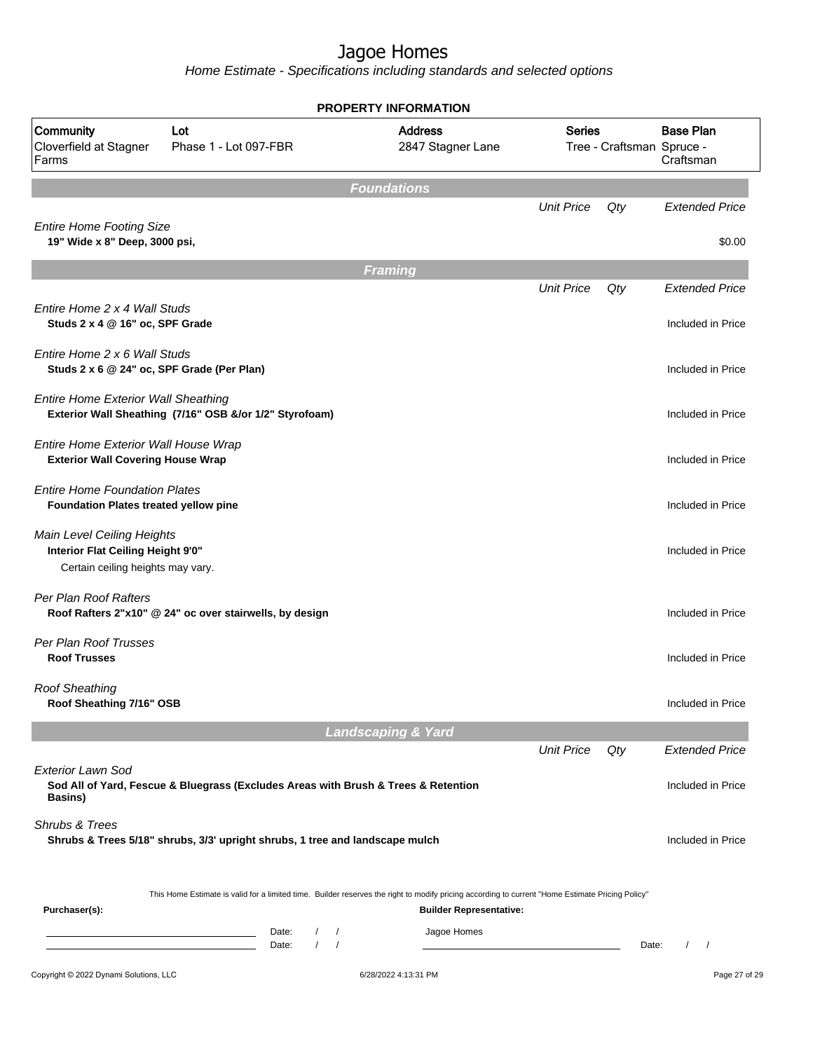# Jagoe Homes

*Home Estimate - Specifications including standards and selected options*

## PROPERTY INFORMATION

| Community | Lot | Address | Series | Base Plan |
|---|---|---|---|---|
| Cloverfield at Stagner Farms | Phase 1 - Lot 097-FBR | 2847 Stagner Lane | Tree - Craftsman | Spruce - Craftsman |

## Foundations

| | Unit Price | Qty | Extended Price |
|---|---|---|---|
| *Entire Home Footing Size*<br>**19" Wide x 8" Deep, 3000 psi,** | | | $0.00 |

## Framing

| | Unit Price | Qty | Extended Price |
|---|---|---|---|
| *Entire Home 2 x 4 Wall Studs*<br>**Studs 2 x 4 @ 16" oc, SPF Grade** | | | Included in Price |
| *Entire Home 2 x 6 Wall Studs*<br>**Studs 2 x 6 @ 24" oc, SPF Grade (Per Plan)** | | | Included in Price |
| *Entire Home Exterior Wall Sheathing*<br>**Exterior Wall Sheathing (7/16" OSB &/or 1/2" Styrofoam)** | | | Included in Price |
| *Entire Home Exterior Wall House Wrap*<br>**Exterior Wall Covering House Wrap** | | | Included in Price |
| *Entire Home Foundation Plates*<br>**Foundation Plates treated yellow pine** | | | Included in Price |
| *Main Level Ceiling Heights*<br>**Interior Flat Ceiling Height 9'0"**<br>Certain ceiling heights may vary. | | | Included in Price |
| *Per Plan Roof Rafters*<br>**Roof Rafters 2"x10" @ 24" oc over stairwells, by design** | | | Included in Price |
| *Per Plan Roof Trusses*<br>**Roof Trusses** | | | Included in Price |
| *Roof Sheathing*<br>**Roof Sheathing 7/16" OSB** | | | Included in Price |

## Landscaping & Yard

| | Unit Price | Qty | Extended Price |
|---|---|---|---|
| *Exterior Lawn Sod*<br>**Sod All of Yard, Fescue & Bluegrass (Excludes Areas with Brush & Trees & Retention Basins)** | | | Included in Price |
| *Shrubs & Trees*<br>**Shrubs & Trees 5/18" shrubs, 3/3' upright shrubs, 1 tree and landscape mulch** | | | Included in Price |

This Home Estimate is valid for a limited time. Builder reserves the right to modify pricing according to current "Home Estimate Pricing Policy"

**Purchaser(s):**

Date: / /

Date: / /

**Builder Representative:**

Jagoe Homes

Date: / /

Copyright © 2022 Dynami Solutions, LLC — 6/28/2022 4:13:31 PM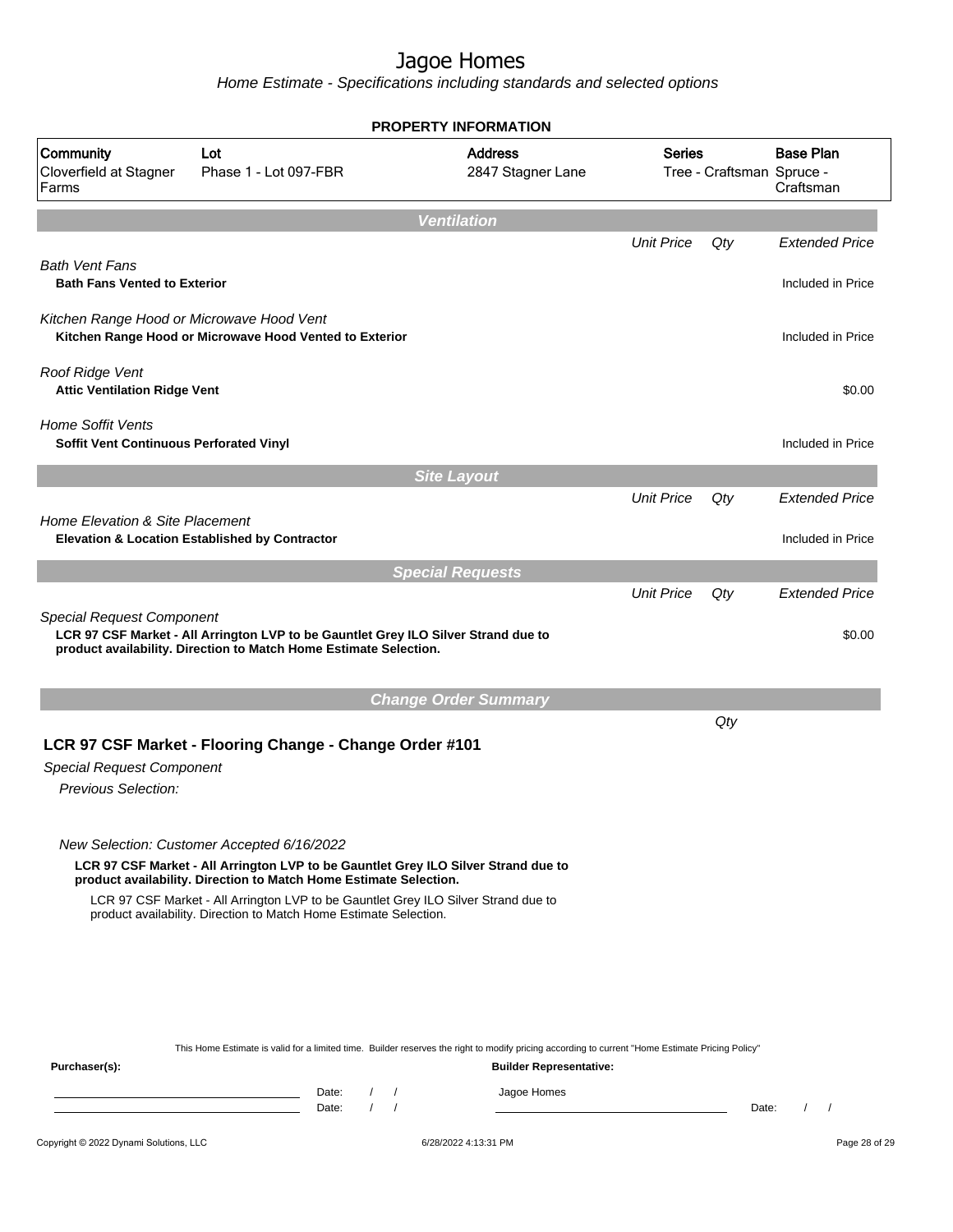# Jagoe Homes

*Home Estimate - Specifications including standards and selected options*

**PROPERTY INFORMATION**

| Community | Lot | Address | Series | Base Plan |
|---|---|---|---|---|
| Cloverfield at Stagner Farms | Phase 1 - Lot 097-FBR | 2847 Stagner Lane | Tree - Craftsman | Spruce - Craftsman |

## Ventilation

| | Unit Price | Qty | Extended Price |
|---|---|---|---|
| *Bath Vent Fans* | | | |
| **Bath Fans Vented to Exterior** | | | Included in Price |
| *Kitchen Range Hood or Microwave Hood Vent* | | | |
| **Kitchen Range Hood or Microwave Hood Vented to Exterior** | | | Included in Price |
| *Roof Ridge Vent* | | | |
| **Attic Ventilation Ridge Vent** | | | $0.00 |
| *Home Soffit Vents* | | | |
| **Soffit Vent Continuous Perforated Vinyl** | | | Included in Price |

## Site Layout

| | Unit Price | Qty | Extended Price |
|---|---|---|---|
| *Home Elevation & Site Placement* | | | |
| **Elevation & Location Established by Contractor** | | | Included in Price |

## Special Requests

| | Unit Price | Qty | Extended Price |
|---|---|---|---|
| *Special Request Component* | | | |
| **LCR 97 CSF Market - All Arrington LVP to be Gauntlet Grey ILO Silver Strand due to product availability. Direction to Match Home Estimate Selection.** | | | $0.00 |

## Change Order Summary

Qty

### LCR 97 CSF Market - Flooring Change - Change Order #101

Special Request Component

*Previous Selection:*

*New Selection: Customer Accepted 6/16/2022*

**LCR 97 CSF Market - All Arrington LVP to be Gauntlet Grey ILO Silver Strand due to product availability. Direction to Match Home Estimate Selection.**

LCR 97 CSF Market - All Arrington LVP to be Gauntlet Grey ILO Silver Strand due to product availability. Direction to Match Home Estimate Selection.

This Home Estimate is valid for a limited time. Builder reserves the right to modify pricing according to current "Home Estimate Pricing Policy"

**Purchaser(s):**

Date: / /

Date: / /

**Builder Representative:**

Jagoe Homes

Date: / /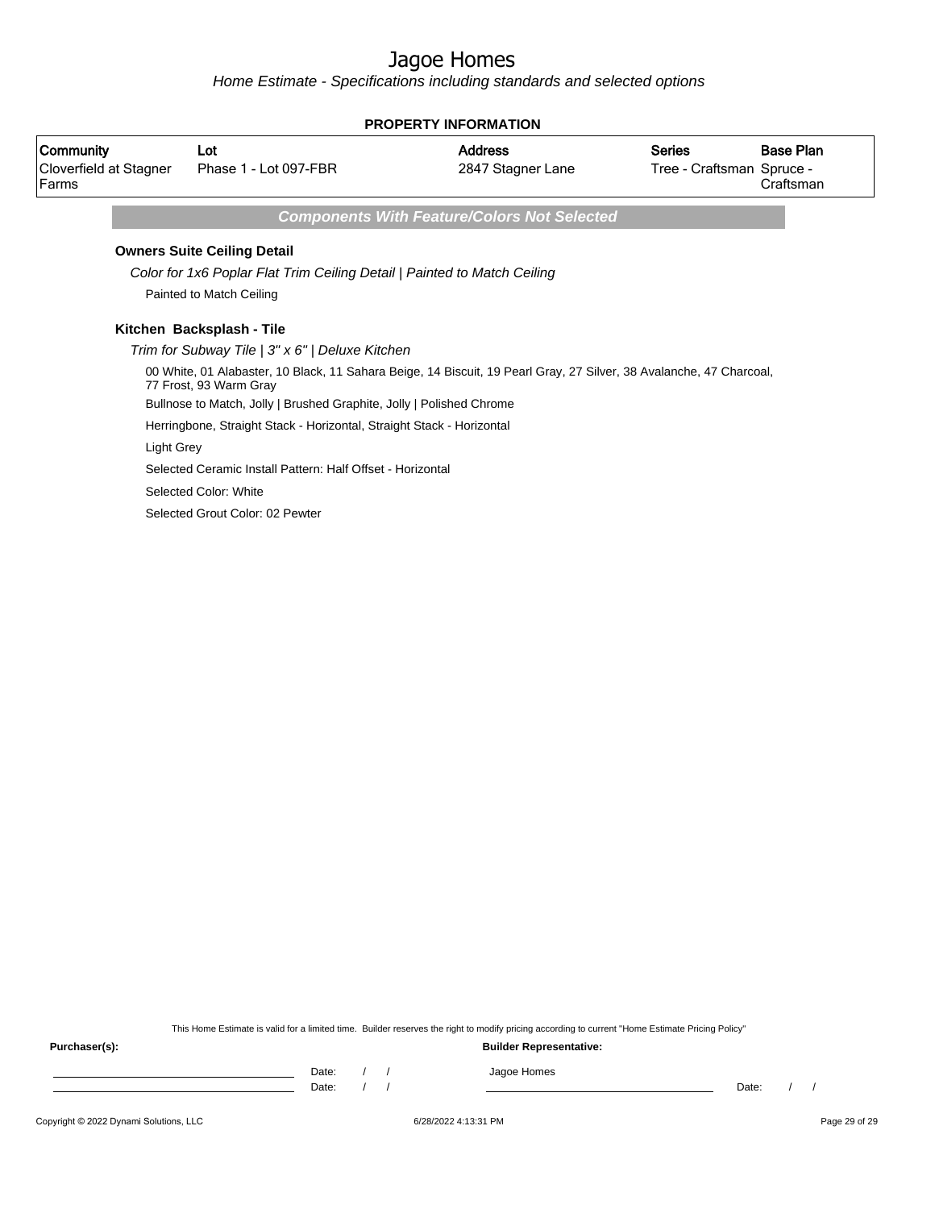# Jagoe Homes

*Home Estimate - Specifications including standards and selected options*

**PROPERTY INFORMATION**

| Community | Lot | Address | Series | Base Plan |
|---|---|---|---|---|
| Cloverfield at Stagner Farms | Phase 1 - Lot 097-FBR | 2847 Stagner Lane | Tree - Craftsman | Spruce - Craftsman |

## Components With Feature/Colors Not Selected

### Owners Suite Ceiling Detail

*Color for 1x6 Poplar Flat Trim Ceiling Detail | Painted to Match Ceiling*

Painted to Match Ceiling

### Kitchen Backsplash - Tile

*Trim for Subway Tile | 3" x 6" | Deluxe Kitchen*

00 White, 01 Alabaster, 10 Black, 11 Sahara Beige, 14 Biscuit, 19 Pearl Gray, 27 Silver, 38 Avalanche, 47 Charcoal, 77 Frost, 93 Warm Gray

Bullnose to Match, Jolly | Brushed Graphite, Jolly | Polished Chrome

Herringbone, Straight Stack - Horizontal, Straight Stack - Horizontal

Light Grey

Selected Ceramic Install Pattern: Half Offset - Horizontal

Selected Color: White

Selected Grout Color: 02 Pewter

This Home Estimate is valid for a limited time. Builder reserves the right to modify pricing according to current "Home Estimate Pricing Policy"

**Purchaser(s):**

Date: / /

Date: / /

**Builder Representative:**

Jagoe Homes

Date: / /